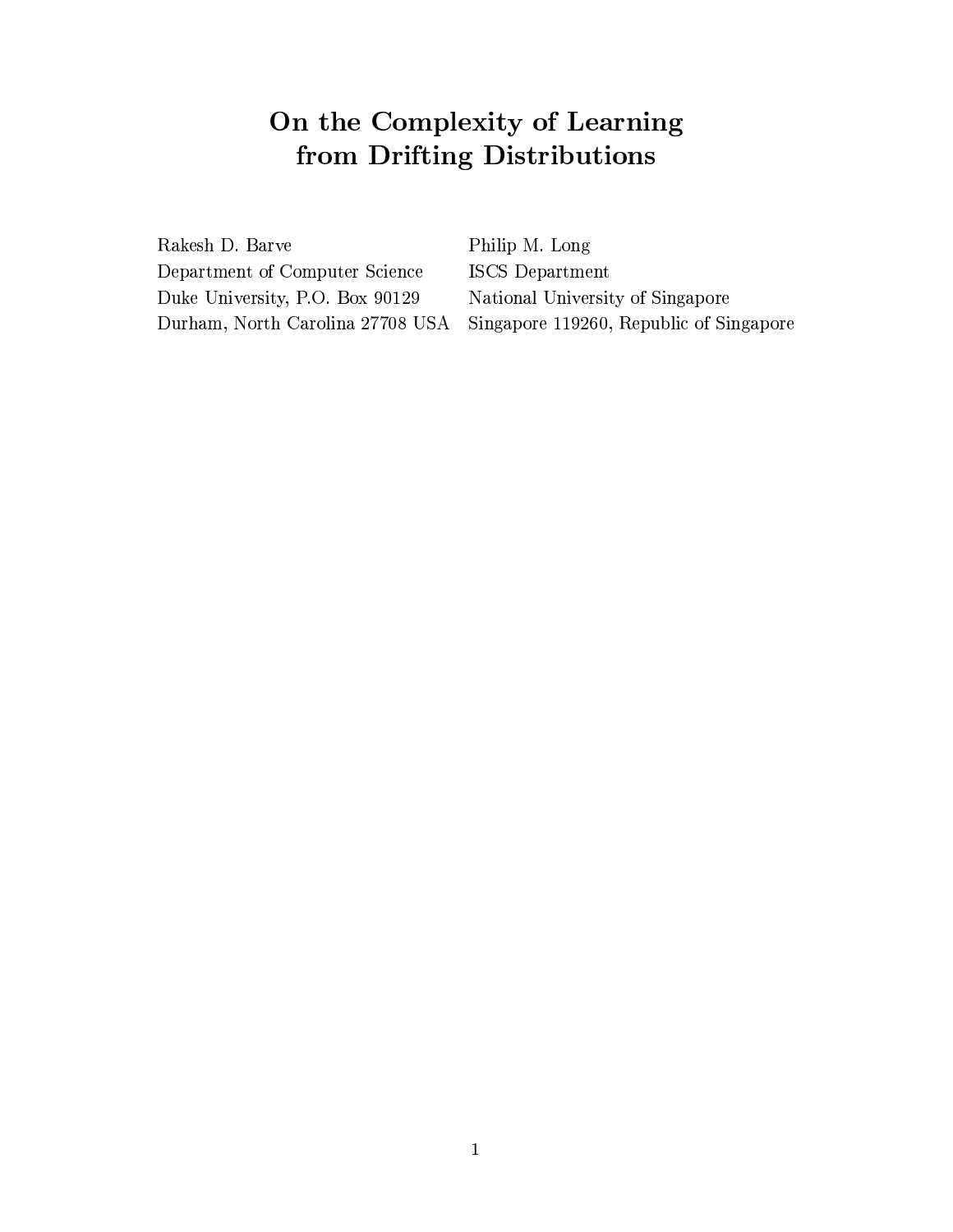# On the Complexity of Learning from Drifting Distributions

Rakesh D. Barve
Department of Computer Science
Duke University, P.O. Box 90129
Durham, North Carolina 27708 USA

Philip M. Long
ISCS Department
National University of Singapore
Singapore 119260, Republic of Singapore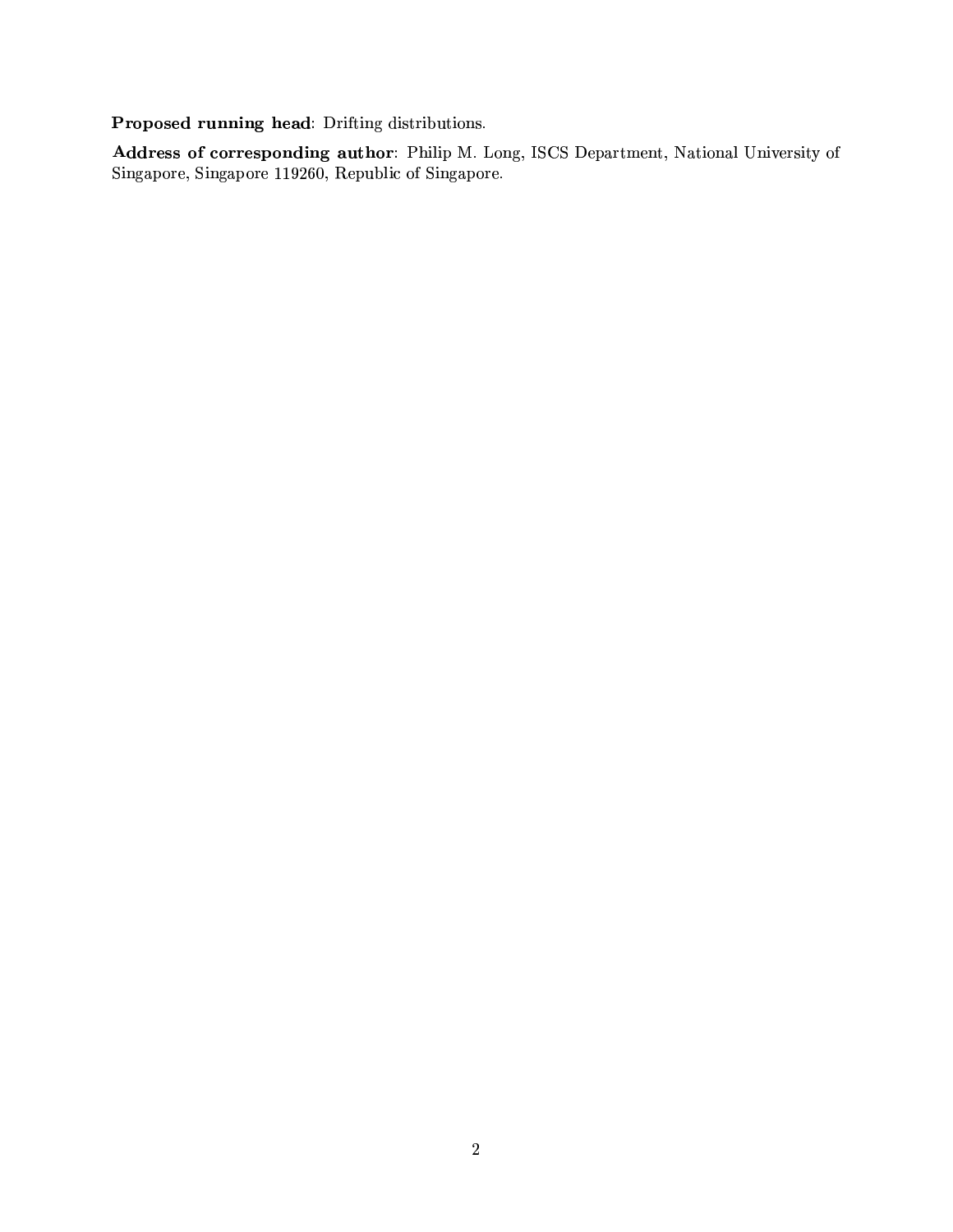**Proposed running head**: Drifting distributions.

**Address of corresponding author**: Philip M. Long, ISCS Department, National University of Singapore, Singapore 119260, Republic of Singapore.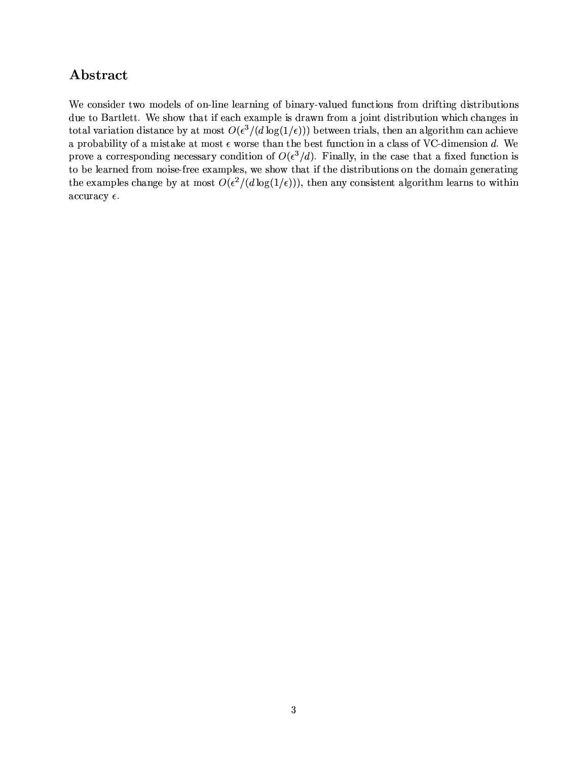## Abstract

We consider two models of on-line learning of binary-valued functions from drifting distributions due to Bartlett. We show that if each example is drawn from a joint distribution which changes in total variation distance by at most $O(\epsilon^3/(d\log(1/\epsilon)))$ between trials, then an algorithm can achieve a probability of a mistake at most $\epsilon$ worse than the best function in a class of VC-dimension $d$. We prove a corresponding necessary condition of $O(\epsilon^3/d)$. Finally, in the case that a fixed function is to be learned from noise-free examples, we show that if the distributions on the domain generating the examples change by at most $O(\epsilon^2/(d\log(1/\epsilon)))$, then any consistent algorithm learns to within accuracy $\epsilon$.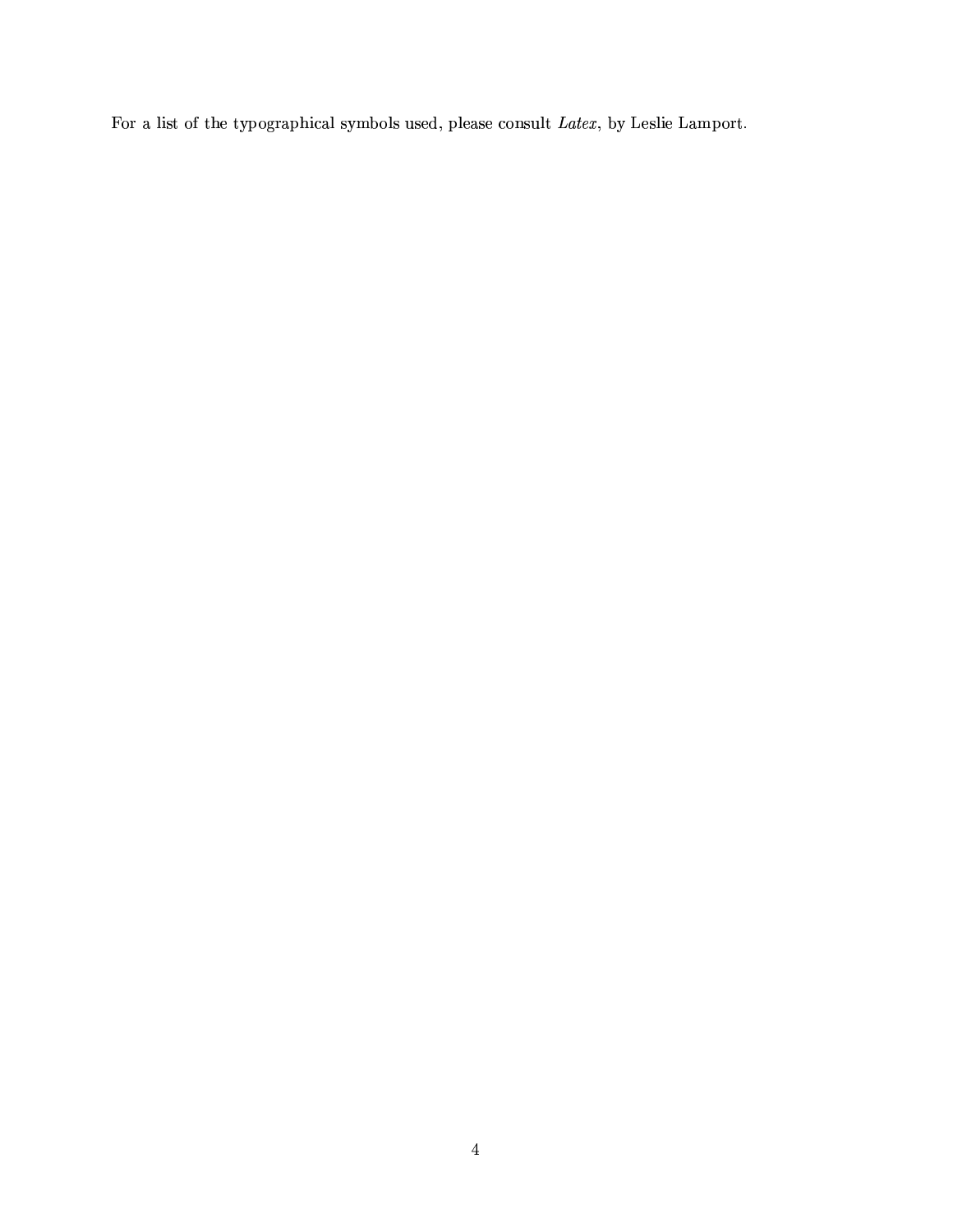For a list of the typographical symbols used, please consult *Latex*, by Leslie Lamport.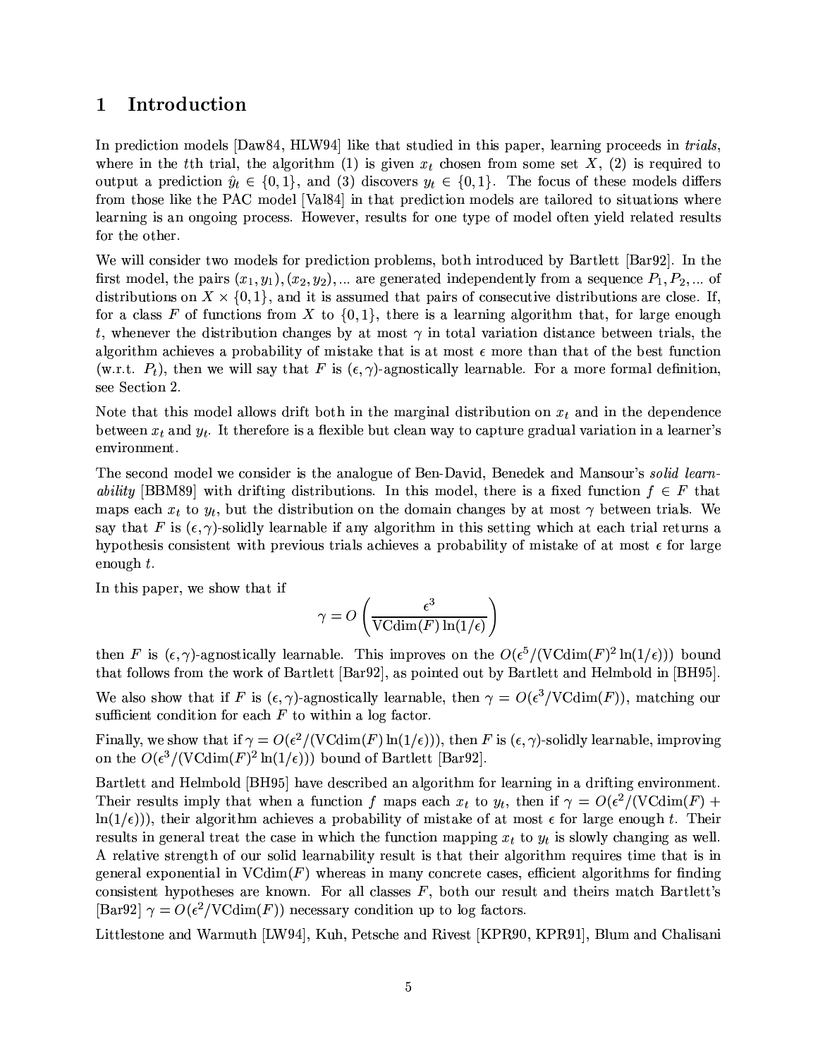# 1 Introduction

In prediction models [Daw84, HLW94] like that studied in this paper, learning proceeds in *trials*, where in the $t$th trial, the algorithm (1) is given $x_t$ chosen from some set $X$, (2) is required to output a prediction $\hat{y}_t \in \{0,1\}$, and (3) discovers $y_t \in \{0,1\}$. The focus of these models differs from those like the PAC model [Val84] in that prediction models are tailored to situations where learning is an ongoing process. However, results for one type of model often yield related results for the other.

We will consider two models for prediction problems, both introduced by Bartlett [Bar92]. In the first model, the pairs $(x_1, y_1), (x_2, y_2), \ldots$ are generated independently from a sequence $P_1, P_2, \ldots$ of distributions on $X \times \{0,1\}$, and it is assumed that pairs of consecutive distributions are close. If, for a class $F$ of functions from $X$ to $\{0,1\}$, there is a learning algorithm that, for large enough $t$, whenever the distribution changes by at most $\gamma$ in total variation distance between trials, the algorithm achieves a probability of mistake that is at most $\epsilon$ more than that of the best function (w.r.t. $P_t$), then we will say that $F$ is $(\epsilon, \gamma)$-agnostically learnable. For a more formal definition, see Section 2.

Note that this model allows drift both in the marginal distribution on $x_t$ and in the dependence between $x_t$ and $y_t$. It therefore is a flexible but clean way to capture gradual variation in a learner's environment.

The second model we consider is the analogue of Ben-David, Benedek and Mansour's *solid learnability* [BBM89] with drifting distributions. In this model, there is a fixed function $f \in F$ that maps each $x_t$ to $y_t$, but the distribution on the domain changes by at most $\gamma$ between trials. We say that $F$ is $(\epsilon, \gamma)$-solidly learnable if any algorithm in this setting which at each trial returns a hypothesis consistent with previous trials achieves a probability of mistake of at most $\epsilon$ for large enough $t$.

In this paper, we show that if

$$\gamma = O\left(\frac{\epsilon^3}{\text{VCdim}(F)\ln(1/\epsilon)}\right)$$

then $F$ is $(\epsilon, \gamma)$-agnostically learnable. This improves on the $O(\epsilon^5/(\text{VCdim}(F)^2 \ln(1/\epsilon)))$ bound that follows from the work of Bartlett [Bar92], as pointed out by Bartlett and Helmbold in [BH95].

We also show that if $F$ is $(\epsilon, \gamma)$-agnostically learnable, then $\gamma = O(\epsilon^3/\text{VCdim}(F))$, matching our sufficient condition for each $F$ to within a log factor.

Finally, we show that if $\gamma = O(\epsilon^2/(\text{VCdim}(F)\ln(1/\epsilon)))$, then $F$ is $(\epsilon, \gamma)$-solidly learnable, improving on the $O(\epsilon^3/(\text{VCdim}(F)^2 \ln(1/\epsilon)))$ bound of Bartlett [Bar92].

Bartlett and Helmbold [BH95] have described an algorithm for learning in a drifting environment. Their results imply that when a function $f$ maps each $x_t$ to $y_t$, then if $\gamma = O(\epsilon^2/(\text{VCdim}(F) + \ln(1/\epsilon)))$, their algorithm achieves a probability of mistake of at most $\epsilon$ for large enough $t$. Their results in general treat the case in which the function mapping $x_t$ to $y_t$ is slowly changing as well. A relative strength of our solid learnability result is that their algorithm requires time that is in general exponential in $\text{VCdim}(F)$ whereas in many concrete cases, efficient algorithms for finding consistent hypotheses are known. For all classes $F$, both our result and theirs match Bartlett's [Bar92] $\gamma = O(\epsilon^2/\text{VCdim}(F))$ necessary condition up to log factors.

Littlestone and Warmuth [LW94], Kuh, Petsche and Rivest [KPR90, KPR91], Blum and Chalisani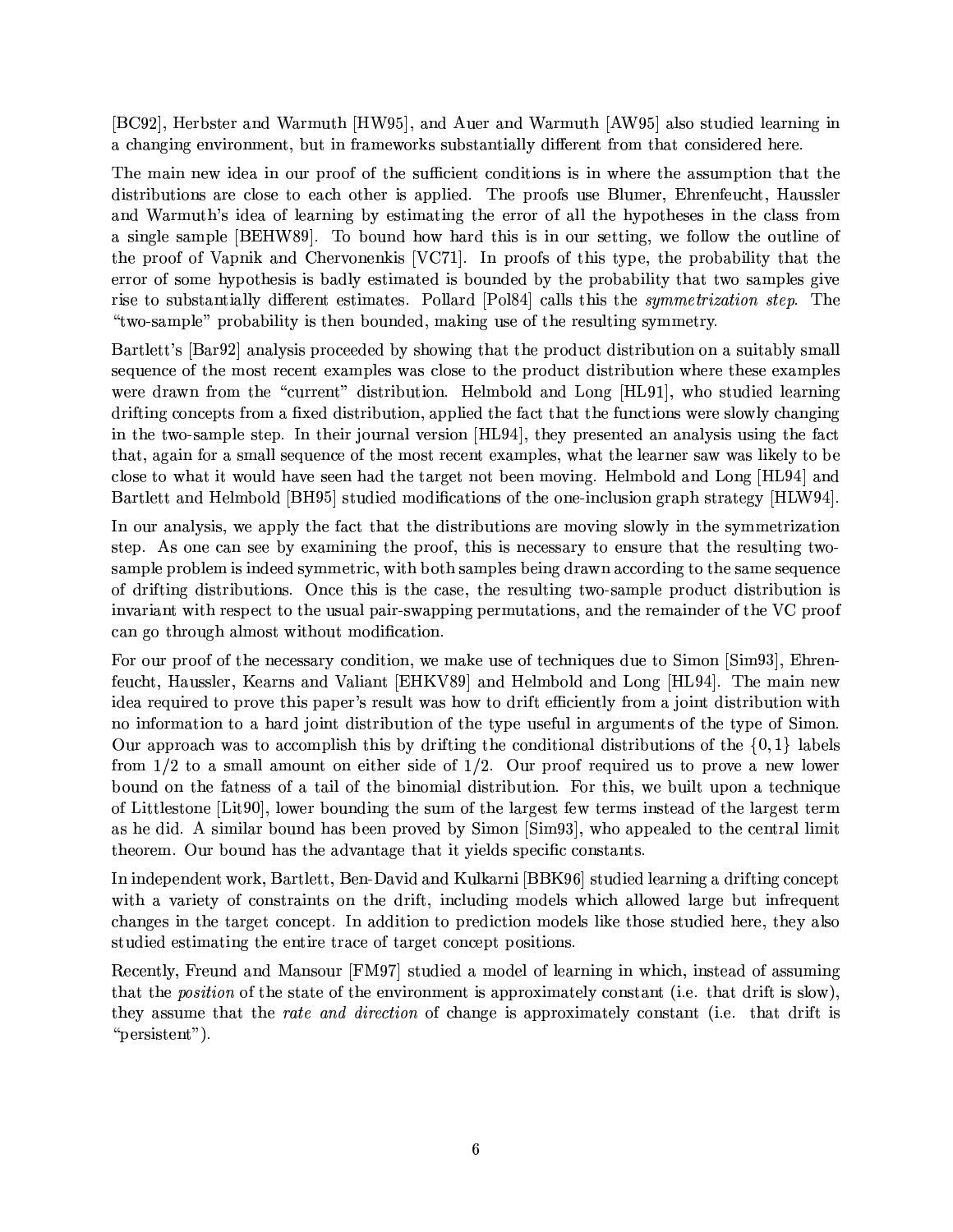[BC92], Herbster and Warmuth [HW95], and Auer and Warmuth [AW95] also studied learning in a changing environment, but in frameworks substantially different from that considered here.

The main new idea in our proof of the sufficient conditions is in where the assumption that the distributions are close to each other is applied. The proofs use Blumer, Ehrenfeucht, Haussler and Warmuth's idea of learning by estimating the error of all the hypotheses in the class from a single sample [BEHW89]. To bound how hard this is in our setting, we follow the outline of the proof of Vapnik and Chervonenkis [VC71]. In proofs of this type, the probability that the error of some hypothesis is badly estimated is bounded by the probability that two samples give rise to substantially different estimates. Pollard [Pol84] calls this the *symmetrization step*. The "two-sample" probability is then bounded, making use of the resulting symmetry.

Bartlett's [Bar92] analysis proceeded by showing that the product distribution on a suitably small sequence of the most recent examples was close to the product distribution where these examples were drawn from the "current" distribution. Helmbold and Long [HL91], who studied learning drifting concepts from a fixed distribution, applied the fact that the functions were slowly changing in the two-sample step. In their journal version [HL94], they presented an analysis using the fact that, again for a small sequence of the most recent examples, what the learner saw was likely to be close to what it would have seen had the target not been moving. Helmbold and Long [HL94] and Bartlett and Helmbold [BH95] studied modifications of the one-inclusion graph strategy [HLW94].

In our analysis, we apply the fact that the distributions are moving slowly in the symmetrization step. As one can see by examining the proof, this is necessary to ensure that the resulting two-sample problem is indeed symmetric, with both samples being drawn according to the same sequence of drifting distributions. Once this is the case, the resulting two-sample product distribution is invariant with respect to the usual pair-swapping permutations, and the remainder of the VC proof can go through almost without modification.

For our proof of the necessary condition, we make use of techniques due to Simon [Sim93], Ehrenfeucht, Haussler, Kearns and Valiant [EHKV89] and Helmbold and Long [HL94]. The main new idea required to prove this paper's result was how to drift efficiently from a joint distribution with no information to a hard joint distribution of the type useful in arguments of the type of Simon. Our approach was to accomplish this by drifting the conditional distributions of the $\{0, 1\}$ labels from $1/2$ to a small amount on either side of $1/2$. Our proof required us to prove a new lower bound on the fatness of a tail of the binomial distribution. For this, we built upon a technique of Littlestone [Lit90], lower bounding the sum of the largest few terms instead of the largest term as he did. A similar bound has been proved by Simon [Sim93], who appealed to the central limit theorem. Our bound has the advantage that it yields specific constants.

In independent work, Bartlett, Ben-David and Kulkarni [BBK96] studied learning a drifting concept with a variety of constraints on the drift, including models which allowed large but infrequent changes in the target concept. In addition to prediction models like those studied here, they also studied estimating the entire trace of target concept positions.

Recently, Freund and Mansour [FM97] studied a model of learning in which, instead of assuming that the *position* of the state of the environment is approximately constant (i.e. that drift is slow), they assume that the *rate and direction* of change is approximately constant (i.e. that drift is "persistent").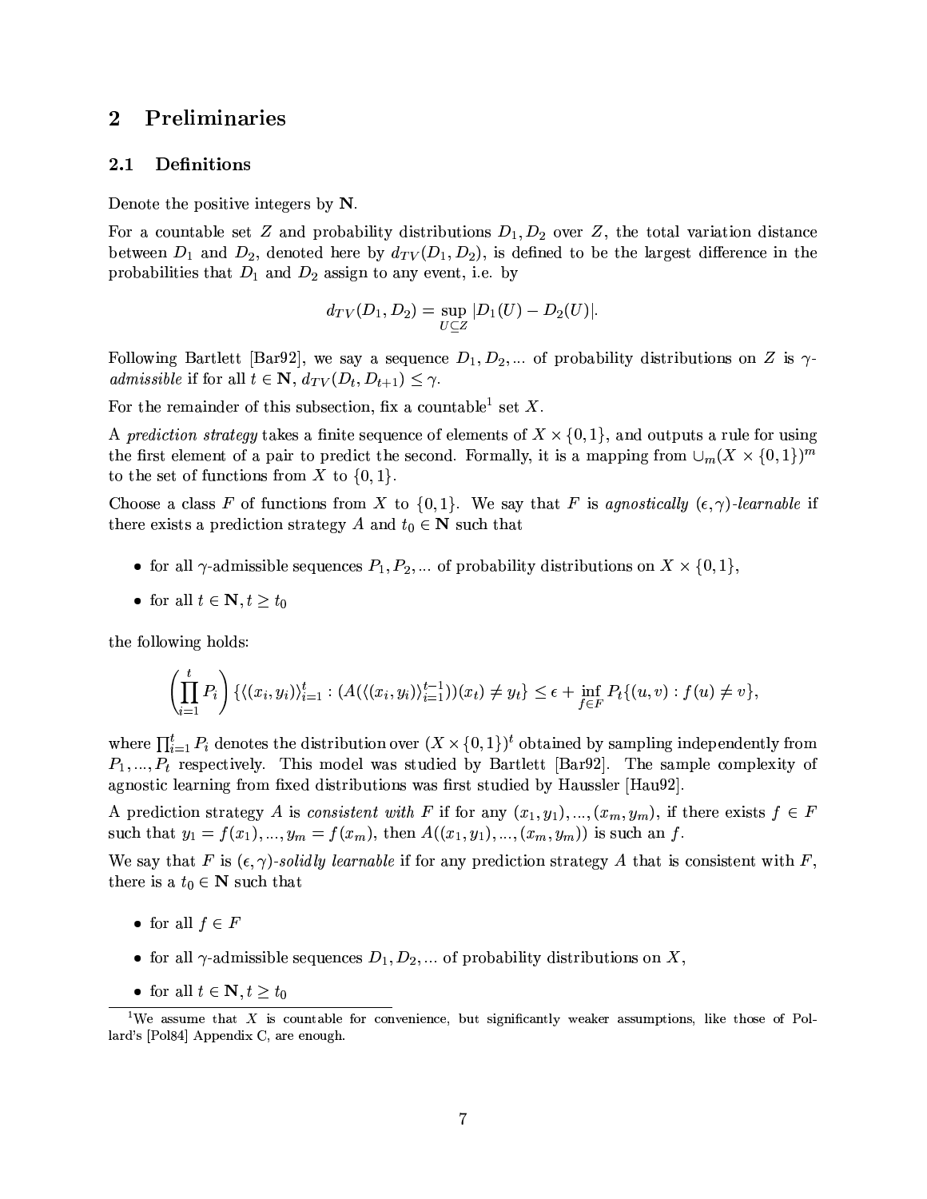## 2 Preliminaries

### 2.1 Definitions

Denote the positive integers by $\mathbf{N}$.

For a countable set $Z$ and probability distributions $D_1, D_2$ over $Z$, the total variation distance between $D_1$ and $D_2$, denoted here by $d_{TV}(D_1, D_2)$, is defined to be the largest difference in the probabilities that $D_1$ and $D_2$ assign to any event, i.e. by

$$d_{TV}(D_1, D_2) = \sup_{U \subseteq Z} |D_1(U) - D_2(U)|.$$

Following Bartlett [Bar92], we say a sequence $D_1, D_2, ...$ of probability distributions on $Z$ is *$\gamma$-admissible* if for all $t \in \mathbf{N}$, $d_{TV}(D_t, D_{t+1}) \leq \gamma$.

For the remainder of this subsection, fix a countable[1] set $X$.

A *prediction strategy* takes a finite sequence of elements of $X \times \{0, 1\}$, and outputs a rule for using the first element of a pair to predict the second. Formally, it is a mapping from $\cup_m (X \times \{0, 1\})^m$ to the set of functions from $X$ to $\{0, 1\}$.

Choose a class $F$ of functions from $X$ to $\{0, 1\}$. We say that $F$ is *agnostically $(\epsilon, \gamma)$-learnable* if there exists a prediction strategy $A$ and $t_0 \in \mathbf{N}$ such that

- for all $\gamma$-admissible sequences $P_1, P_2, ...$ of probability distributions on $X \times \{0, 1\}$,
- for all $t \in \mathbf{N}, t \geq t_0$

the following holds:

$$\left(\prod_{i=1}^{t} P_i\right) \{\langle (x_i, y_i) \rangle_{i=1}^{t} : (A(\langle (x_i, y_i) \rangle_{i=1}^{t-1}))(x_t) \neq y_t\} \leq \epsilon + \inf_{f \in F} P_t\{(u, v) : f(u) \neq v\},$$

where $\prod_{i=1}^{t} P_i$ denotes the distribution over $(X \times \{0, 1\})^t$ obtained by sampling independently from $P_1, ..., P_t$ respectively. This model was studied by Bartlett [Bar92]. The sample complexity of agnostic learning from fixed distributions was first studied by Haussler [Hau92].

A prediction strategy $A$ is *consistent with* $F$ if for any $(x_1, y_1), ..., (x_m, y_m)$, if there exists $f \in F$ such that $y_1 = f(x_1), ..., y_m = f(x_m)$, then $A((x_1, y_1), ..., (x_m, y_m))$ is such an $f$.

We say that $F$ is *$(\epsilon, \gamma)$-solidly learnable* if for any prediction strategy $A$ that is consistent with $F$, there is a $t_0 \in \mathbf{N}$ such that

- for all $f \in F$
- for all $\gamma$-admissible sequences $D_1, D_2, ...$ of probability distributions on $X$,
- for all $t \in \mathbf{N}, t \geq t_0$

[1] We assume that $X$ is countable for convenience, but significantly weaker assumptions, like those of Pollard's [Pol84] Appendix C, are enough.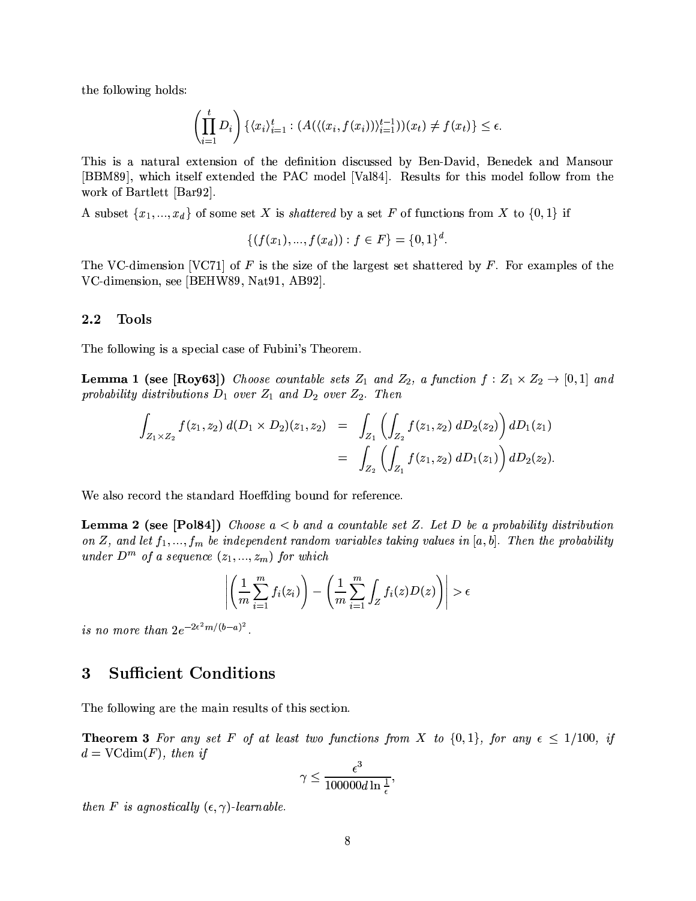the following holds:

$$\left(\prod_{i=1}^{t} D_i\right)\{\langle x_i\rangle_{i=1}^{t} : (A(\langle (x_i, f(x_i))\rangle_{i=1}^{t-1}))(x_t) \neq f(x_t)\} \leq \epsilon.$$

This is a natural extension of the definition discussed by Ben-David, Benedek and Mansour [BBM89], which itself extended the PAC model [Val84]. Results for this model follow from the work of Bartlett [Bar92].

A subset $\{x_1, ..., x_d\}$ of some set $X$ is *shattered* by a set $F$ of functions from $X$ to $\{0, 1\}$ if

$$\{(f(x_1), ..., f(x_d)) : f \in F\} = \{0, 1\}^d.$$

The VC-dimension [VC71] of $F$ is the size of the largest set shattered by $F$. For examples of the VC-dimension, see [BEHW89, Nat91, AB92].

### 2.2 Tools

The following is a special case of Fubini's Theorem.

**Lemma 1 (see [Roy63])** *Choose countable sets $Z_1$ and $Z_2$, a function $f : Z_1 \times Z_2 \to [0, 1]$ and probability distributions $D_1$ over $Z_1$ and $D_2$ over $Z_2$. Then*

$$\begin{aligned}\int_{Z_1\times Z_2} f(z_1, z_2)\, d(D_1 \times D_2)(z_1, z_2) &= \int_{Z_1}\left(\int_{Z_2} f(z_1, z_2)\, dD_2(z_2)\right) dD_1(z_1) \\ &= \int_{Z_2}\left(\int_{Z_1} f(z_1, z_2)\, dD_1(z_1)\right) dD_2(z_2).\end{aligned}$$

We also record the standard Hoeffding bound for reference.

**Lemma 2 (see [Pol84])** *Choose $a < b$ and a countable set $Z$. Let $D$ be a probability distribution on $Z$, and let $f_1, ..., f_m$ be independent random variables taking values in $[a, b]$. Then the probability under $D^m$ of a sequence $(z_1, ..., z_m)$ for which*

$$\left|\left(\frac{1}{m}\sum_{i=1}^{m} f_i(z_i)\right) - \left(\frac{1}{m}\sum_{i=1}^{m}\int_Z f_i(z)D(z)\right)\right| > \epsilon$$

*is no more than $2e^{-2\epsilon^2 m/(b-a)^2}$.*

## 3 Sufficient Conditions

The following are the main results of this section.

**Theorem 3** *For any set $F$ of at least two functions from $X$ to $\{0, 1\}$, for any $\epsilon \leq 1/100$, if $d = \mathrm{VCdim}(F)$, then if*

$$\gamma \leq \frac{\epsilon^3}{100000 d \ln \frac{1}{\epsilon}},$$

*then $F$ is agnostically $(\epsilon, \gamma)$-learnable.*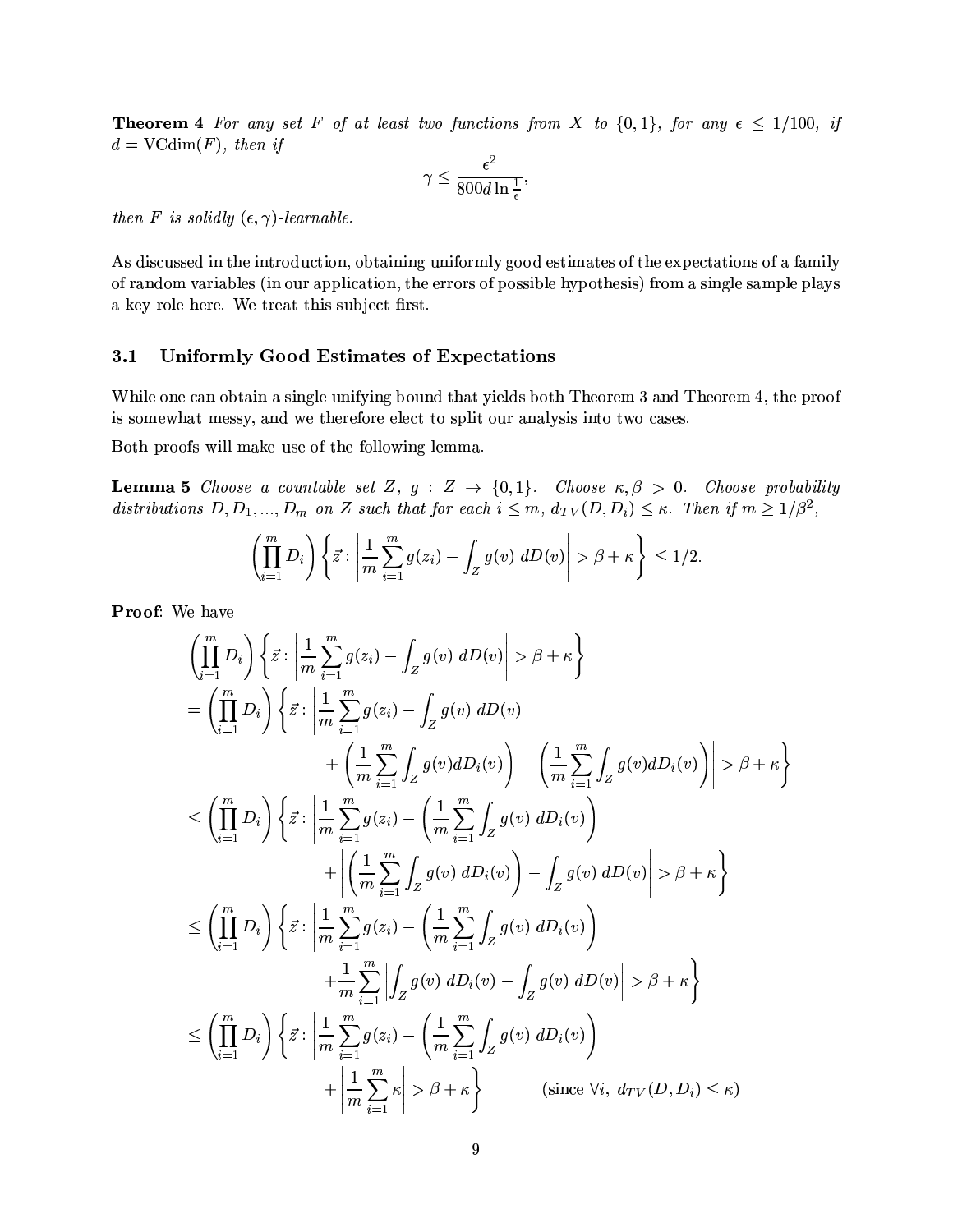**Theorem 4** *For any set $F$ of at least two functions from $X$ to $\{0,1\}$, for any $\epsilon \leq 1/100$, if $d = \mathrm{VCdim}(F)$, then if*

$$\gamma \leq \frac{\epsilon^2}{800 d \ln \frac{1}{\epsilon}},$$

*then $F$ is solidly $(\epsilon, \gamma)$-learnable.*

As discussed in the introduction, obtaining uniformly good estimates of the expectations of a family of random variables (in our application, the errors of possible hypothesis) from a single sample plays a key role here. We treat this subject first.

### 3.1 Uniformly Good Estimates of Expectations

While one can obtain a single unifying bound that yields both Theorem 3 and Theorem 4, the proof is somewhat messy, and we therefore elect to split our analysis into two cases.

Both proofs will make use of the following lemma.

**Lemma 5** *Choose a countable set $Z$, $g : Z \to \{0,1\}$. Choose $\kappa, \beta > 0$. Choose probability distributions $D, D_1, ..., D_m$ on $Z$ such that for each $i \leq m$, $d_{TV}(D, D_i) \leq \kappa$. Then if $m \geq 1/\beta^2$,*

$$\left(\prod_{i=1}^m D_i\right) \left\{ \vec{z} : \left| \frac{1}{m} \sum_{i=1}^m g(z_i) - \int_Z g(v)\ dD(v) \right| > \beta + \kappa \right\} \leq 1/2.$$

**Proof**: We have

$$\begin{aligned}
&\left(\prod_{i=1}^m D_i\right) \left\{ \vec{z} : \left| \frac{1}{m} \sum_{i=1}^m g(z_i) - \int_Z g(v)\ dD(v) \right| > \beta + \kappa \right\} \\
&= \left(\prod_{i=1}^m D_i\right) \left\{ \vec{z} : \left| \frac{1}{m} \sum_{i=1}^m g(z_i) - \int_Z g(v)\ dD(v) \right.\right. \\
&\qquad\qquad \left.\left. + \left( \frac{1}{m} \sum_{i=1}^m \int_Z g(v) dD_i(v) \right) - \left( \frac{1}{m} \sum_{i=1}^m \int_Z g(v) dD_i(v) \right) \right| > \beta + \kappa \right\} \\
&\leq \left(\prod_{i=1}^m D_i\right) \left\{ \vec{z} : \left| \frac{1}{m} \sum_{i=1}^m g(z_i) - \left( \frac{1}{m} \sum_{i=1}^m \int_Z g(v)\ dD_i(v) \right) \right| \right. \\
&\qquad\qquad \left. + \left| \left( \frac{1}{m} \sum_{i=1}^m \int_Z g(v)\ dD_i(v) \right) - \int_Z g(v)\ dD(v) \right| > \beta + \kappa \right\} \\
&\leq \left(\prod_{i=1}^m D_i\right) \left\{ \vec{z} : \left| \frac{1}{m} \sum_{i=1}^m g(z_i) - \left( \frac{1}{m} \sum_{i=1}^m \int_Z g(v)\ dD_i(v) \right) \right| \right. \\
&\qquad\qquad \left. + \frac{1}{m} \sum_{i=1}^m \left| \int_Z g(v)\ dD_i(v) - \int_Z g(v)\ dD(v) \right| > \beta + \kappa \right\} \\
&\leq \left(\prod_{i=1}^m D_i\right) \left\{ \vec{z} : \left| \frac{1}{m} \sum_{i=1}^m g(z_i) - \left( \frac{1}{m} \sum_{i=1}^m \int_Z g(v)\ dD_i(v) \right) \right| \right. \\
&\qquad\qquad \left. + \left| \frac{1}{m} \sum_{i=1}^m \kappa \right| > \beta + \kappa \right\} \qquad \text{(since } \forall i,\ d_{TV}(D, D_i) \leq \kappa \text{)}
\end{aligned}$$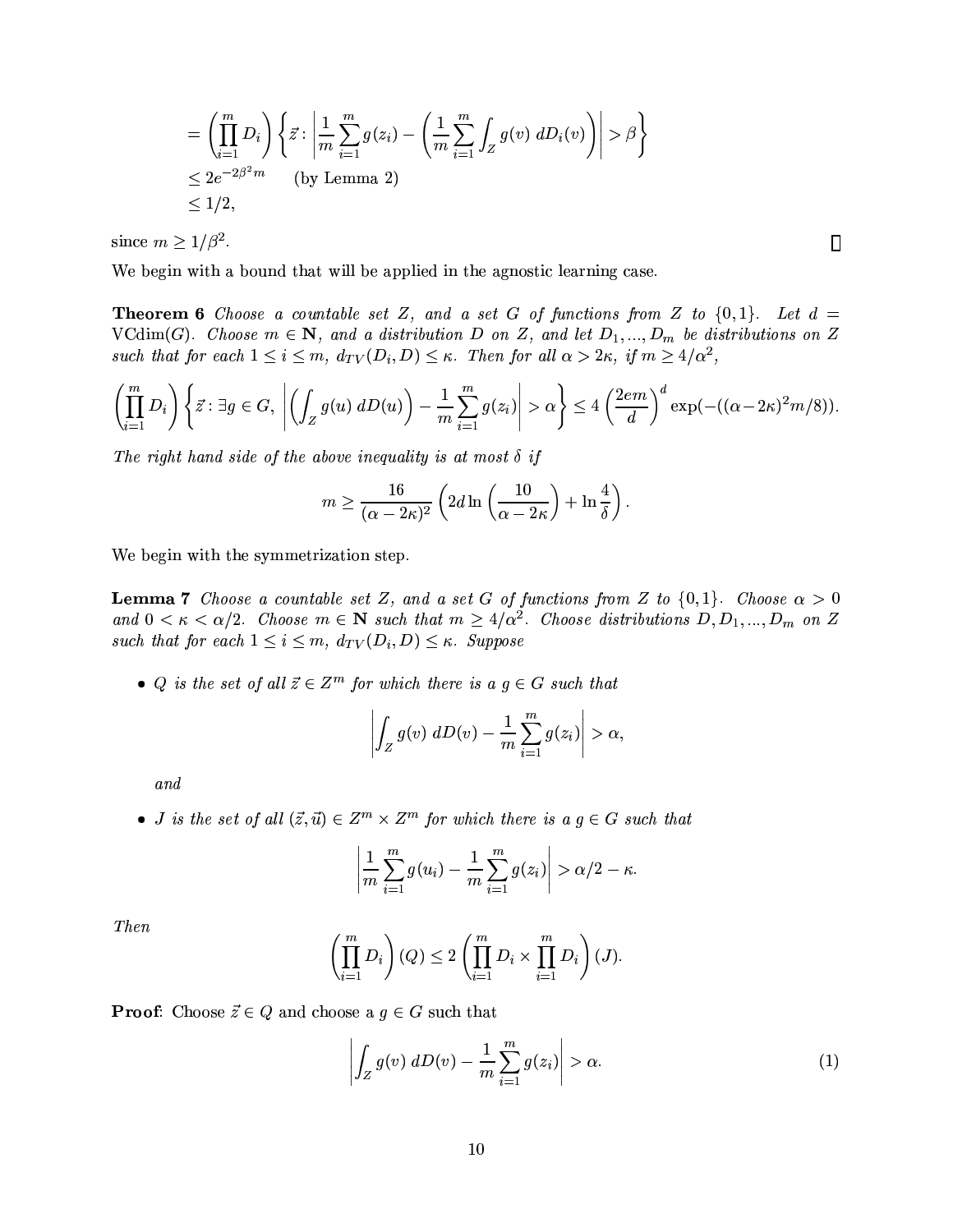$$= \left(\prod_{i=1}^{m} D_i\right) \left\{ \vec{z} : \left| \frac{1}{m} \sum_{i=1}^{m} g(z_i) - \left( \frac{1}{m} \sum_{i=1}^{m} \int_Z g(v)\ dD_i(v) \right) \right| > \beta \right\}$$
$$\leq 2e^{-2\beta^2 m} \qquad \text{(by Lemma 2)}$$
$$\leq 1/2,$$

since $m \geq 1/\beta^2$. □

We begin with a bound that will be applied in the agnostic learning case.

**Theorem 6** *Choose a countable set $Z$, and a set $G$ of functions from $Z$ to $\{0,1\}$. Let $d = \mathrm{VCdim}(G)$. Choose $m \in \mathbf{N}$, and a distribution $D$ on $Z$, and let $D_1, ..., D_m$ be distributions on $Z$ such that for each $1 \leq i \leq m$, $d_{TV}(D_i, D) \leq \kappa$. Then for all $\alpha > 2\kappa$, if $m \geq 4/\alpha^2$,*

$$\left(\prod_{i=1}^{m} D_i\right) \left\{ \vec{z} : \exists g \in G,\ \left| \left( \int_Z g(u)\ dD(u) \right) - \frac{1}{m} \sum_{i=1}^{m} g(z_i) \right| > \alpha \right\} \leq 4 \left(\frac{2em}{d}\right)^d \exp(-((\alpha - 2\kappa)^2 m/8)).$$

*The right hand side of the above inequality is at most $\delta$ if*

$$m \geq \frac{16}{(\alpha - 2\kappa)^2} \left( 2d \ln\left(\frac{10}{\alpha - 2\kappa}\right) + \ln\frac{4}{\delta} \right).$$

We begin with the symmetrization step.

**Lemma 7** *Choose a countable set $Z$, and a set $G$ of functions from $Z$ to $\{0,1\}$. Choose $\alpha > 0$ and $0 < \kappa < \alpha/2$. Choose $m \in \mathbf{N}$ such that $m \geq 4/\alpha^2$. Choose distributions $D, D_1, ..., D_m$ on $Z$ such that for each $1 \leq i \leq m$, $d_{TV}(D_i, D) \leq \kappa$. Suppose*

- *$Q$ is the set of all $\vec{z} \in Z^m$ for which there is a $g \in G$ such that*

$$\left| \int_Z g(v)\ dD(v) - \frac{1}{m} \sum_{i=1}^{m} g(z_i) \right| > \alpha,$$

  *and*

- *$J$ is the set of all $(\vec{z}, \vec{u}) \in Z^m \times Z^m$ for which there is a $g \in G$ such that*

$$\left| \frac{1}{m} \sum_{i=1}^{m} g(u_i) - \frac{1}{m} \sum_{i=1}^{m} g(z_i) \right| > \alpha/2 - \kappa.$$

*Then*

$$\left(\prod_{i=1}^{m} D_i\right)(Q) \leq 2 \left(\prod_{i=1}^{m} D_i \times \prod_{i=1}^{m} D_i\right)(J).$$

**Proof**: Choose $\vec{z} \in Q$ and choose a $g \in G$ such that

$$\left| \int_Z g(v)\ dD(v) - \frac{1}{m} \sum_{i=1}^{m} g(z_i) \right| > \alpha. \tag{1}$$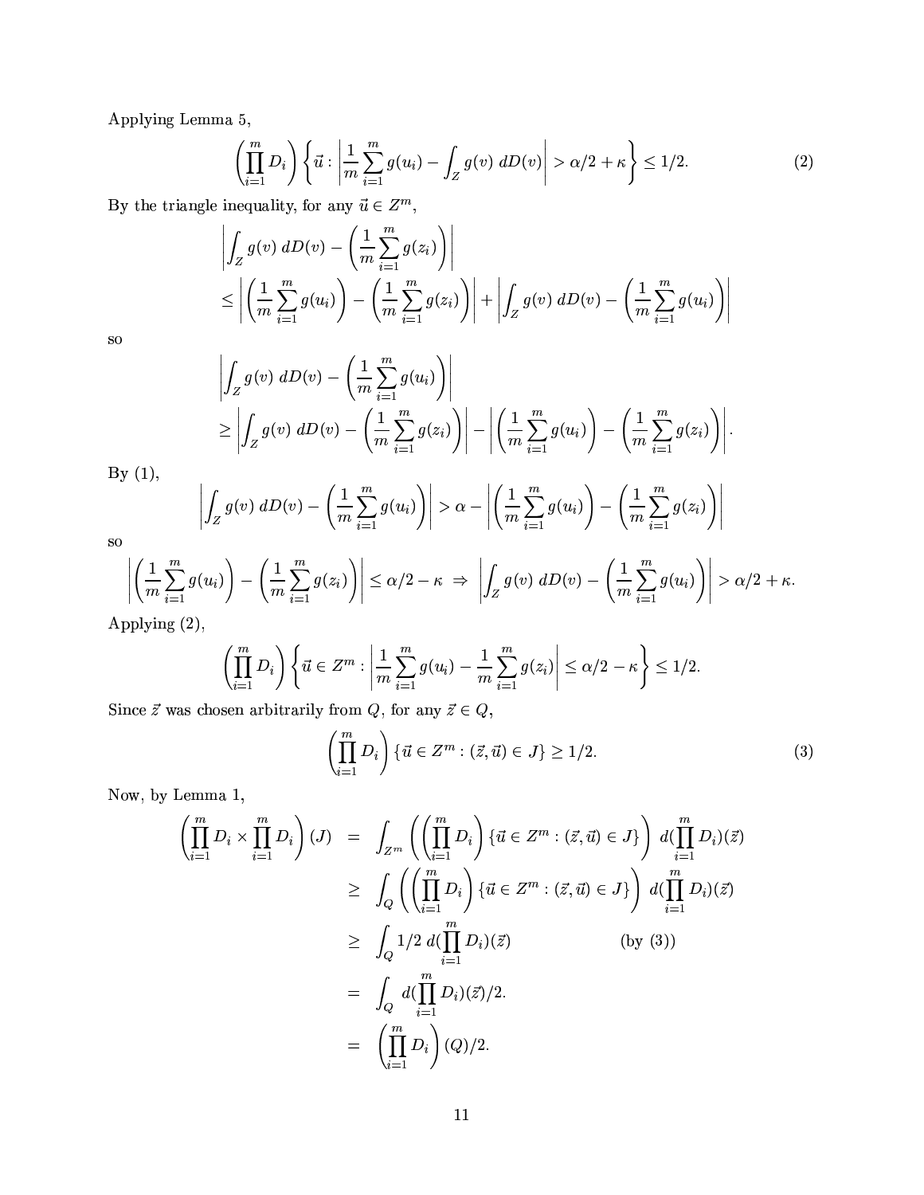Applying Lemma 5,

$$\left(\prod_{i=1}^{m} D_i\right)\left\{\vec{u} : \left|\frac{1}{m}\sum_{i=1}^{m} g(u_i) - \int_Z g(v)\ dD(v)\right| > \alpha/2 + \kappa\right\} \leq 1/2. \tag{2}$$

By the triangle inequality, for any $\vec{u} \in Z^m$,

$$\begin{aligned}
&\left|\int_Z g(v)\ dD(v) - \left(\frac{1}{m}\sum_{i=1}^{m} g(z_i)\right)\right| \\
&\leq \left|\left(\frac{1}{m}\sum_{i=1}^{m} g(u_i)\right) - \left(\frac{1}{m}\sum_{i=1}^{m} g(z_i)\right)\right| + \left|\int_Z g(v)\ dD(v) - \left(\frac{1}{m}\sum_{i=1}^{m} g(u_i)\right)\right|
\end{aligned}$$

so

$$\begin{aligned}
&\left|\int_Z g(v)\ dD(v) - \left(\frac{1}{m}\sum_{i=1}^{m} g(u_i)\right)\right| \\
&\geq \left|\int_Z g(v)\ dD(v) - \left(\frac{1}{m}\sum_{i=1}^{m} g(z_i)\right)\right| - \left|\left(\frac{1}{m}\sum_{i=1}^{m} g(u_i)\right) - \left(\frac{1}{m}\sum_{i=1}^{m} g(z_i)\right)\right|.
\end{aligned}$$

By (1),

$$\left|\int_Z g(v)\ dD(v) - \left(\frac{1}{m}\sum_{i=1}^{m} g(u_i)\right)\right| > \alpha - \left|\left(\frac{1}{m}\sum_{i=1}^{m} g(u_i)\right) - \left(\frac{1}{m}\sum_{i=1}^{m} g(z_i)\right)\right|$$

so

$$\left|\left(\frac{1}{m}\sum_{i=1}^{m} g(u_i)\right) - \left(\frac{1}{m}\sum_{i=1}^{m} g(z_i)\right)\right| \leq \alpha/2 - \kappa \ \Rightarrow\ \left|\int_Z g(v)\ dD(v) - \left(\frac{1}{m}\sum_{i=1}^{m} g(u_i)\right)\right| > \alpha/2 + \kappa.$$

Applying (2),

$$\left(\prod_{i=1}^{m} D_i\right)\left\{\vec{u} \in Z^m : \left|\frac{1}{m}\sum_{i=1}^{m} g(u_i) - \frac{1}{m}\sum_{i=1}^{m} g(z_i)\right| \leq \alpha/2 - \kappa\right\} \leq 1/2.$$

Since $\vec{z}$ was chosen arbitrarily from $Q$, for any $\vec{z} \in Q$,

$$\left(\prod_{i=1}^{m} D_i\right)\{\vec{u} \in Z^m : (\vec{z}, \vec{u}) \in J\} \geq 1/2. \tag{3}$$

Now, by Lemma 1,

$$\begin{aligned}
\left(\prod_{i=1}^{m} D_i \times \prod_{i=1}^{m} D_i\right)(J) &= \int_{Z^m}\left(\left(\prod_{i=1}^{m} D_i\right)\{\vec{u} \in Z^m : (\vec{z}, \vec{u}) \in J\}\right)\ d(\prod_{i=1}^{m} D_i)(\vec{z}) \\
&\geq \int_{Q}\left(\left(\prod_{i=1}^{m} D_i\right)\{\vec{u} \in Z^m : (\vec{z}, \vec{u}) \in J\}\right)\ d(\prod_{i=1}^{m} D_i)(\vec{z}) \\
&\geq \int_Q 1/2\ d(\prod_{i=1}^{m} D_i)(\vec{z}) \qquad \text{(by (3))} \\
&= \int_Q\ d(\prod_{i=1}^{m} D_i)(\vec{z})/2. \\
&= \left(\prod_{i=1}^{m} D_i\right)(Q)/2.
\end{aligned}$$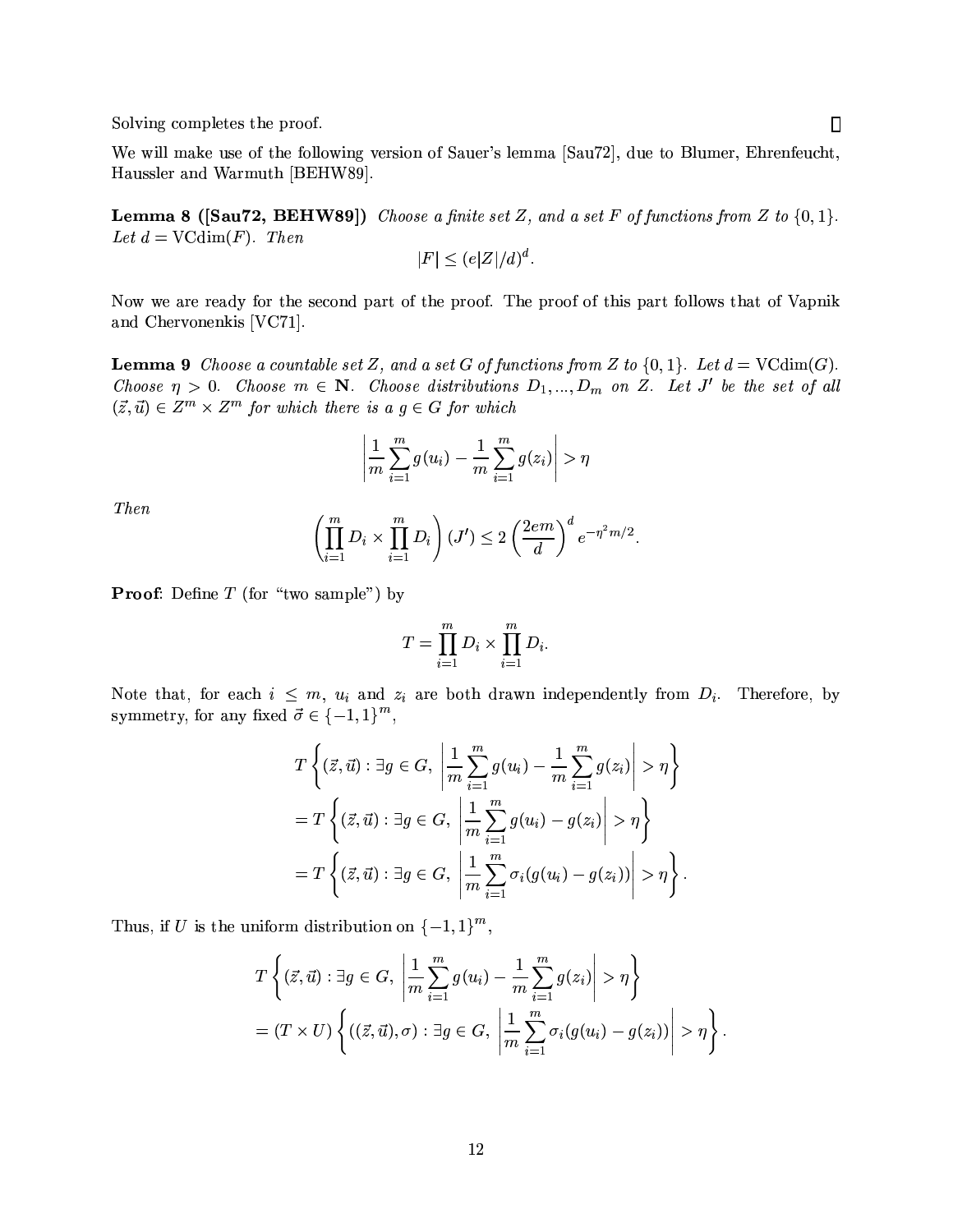Solving completes the proof. $\square$

We will make use of the following version of Sauer's lemma [Sau72], due to Blumer, Ehrenfeucht, Haussler and Warmuth [BEHW89].

**Lemma 8 ([Sau72, BEHW89])** *Choose a finite set $Z$, and a set $F$ of functions from $Z$ to $\{0,1\}$. Let $d = \mathrm{VCdim}(F)$. Then*

$$|F| \leq (e|Z|/d)^d.$$

Now we are ready for the second part of the proof. The proof of this part follows that of Vapnik and Chervonenkis [VC71].

**Lemma 9** *Choose a countable set $Z$, and a set $G$ of functions from $Z$ to $\{0,1\}$. Let $d = \mathrm{VCdim}(G)$. Choose $\eta > 0$. Choose $m \in \mathbf{N}$. Choose distributions $D_1, ..., D_m$ on $Z$. Let $J'$ be the set of all $(\vec{z}, \vec{u}) \in Z^m \times Z^m$ for which there is a $g \in G$ for which*

$$\left| \frac{1}{m} \sum_{i=1}^{m} g(u_i) - \frac{1}{m} \sum_{i=1}^{m} g(z_i) \right| > \eta$$

*Then*

$$\left( \prod_{i=1}^{m} D_i \times \prod_{i=1}^{m} D_i \right)(J') \leq 2 \left( \frac{2em}{d} \right)^d e^{-\eta^2 m/2}.$$

**Proof**: Define $T$ (for "two sample") by

$$T = \prod_{i=1}^{m} D_i \times \prod_{i=1}^{m} D_i.$$

Note that, for each $i \leq m$, $u_i$ and $z_i$ are both drawn independently from $D_i$. Therefore, by symmetry, for any fixed $\vec{\sigma} \in \{-1,1\}^m$,

$$\begin{aligned}
& T\left\{ (\vec{z}, \vec{u}) : \exists g \in G,\ \left| \frac{1}{m} \sum_{i=1}^{m} g(u_i) - \frac{1}{m} \sum_{i=1}^{m} g(z_i) \right| > \eta \right\} \\
&= T\left\{ (\vec{z}, \vec{u}) : \exists g \in G,\ \left| \frac{1}{m} \sum_{i=1}^{m} g(u_i) - g(z_i) \right| > \eta \right\} \\
&= T\left\{ (\vec{z}, \vec{u}) : \exists g \in G,\ \left| \frac{1}{m} \sum_{i=1}^{m} \sigma_i (g(u_i) - g(z_i)) \right| > \eta \right\}.
\end{aligned}$$

Thus, if $U$ is the uniform distribution on $\{-1,1\}^m$,

$$\begin{aligned}
& T\left\{ (\vec{z}, \vec{u}) : \exists g \in G,\ \left| \frac{1}{m} \sum_{i=1}^{m} g(u_i) - \frac{1}{m} \sum_{i=1}^{m} g(z_i) \right| > \eta \right\} \\
&= (T \times U)\left\{ ((\vec{z}, \vec{u}), \sigma) : \exists g \in G,\ \left| \frac{1}{m} \sum_{i=1}^{m} \sigma_i (g(u_i) - g(z_i)) \right| > \eta \right\}.
\end{aligned}$$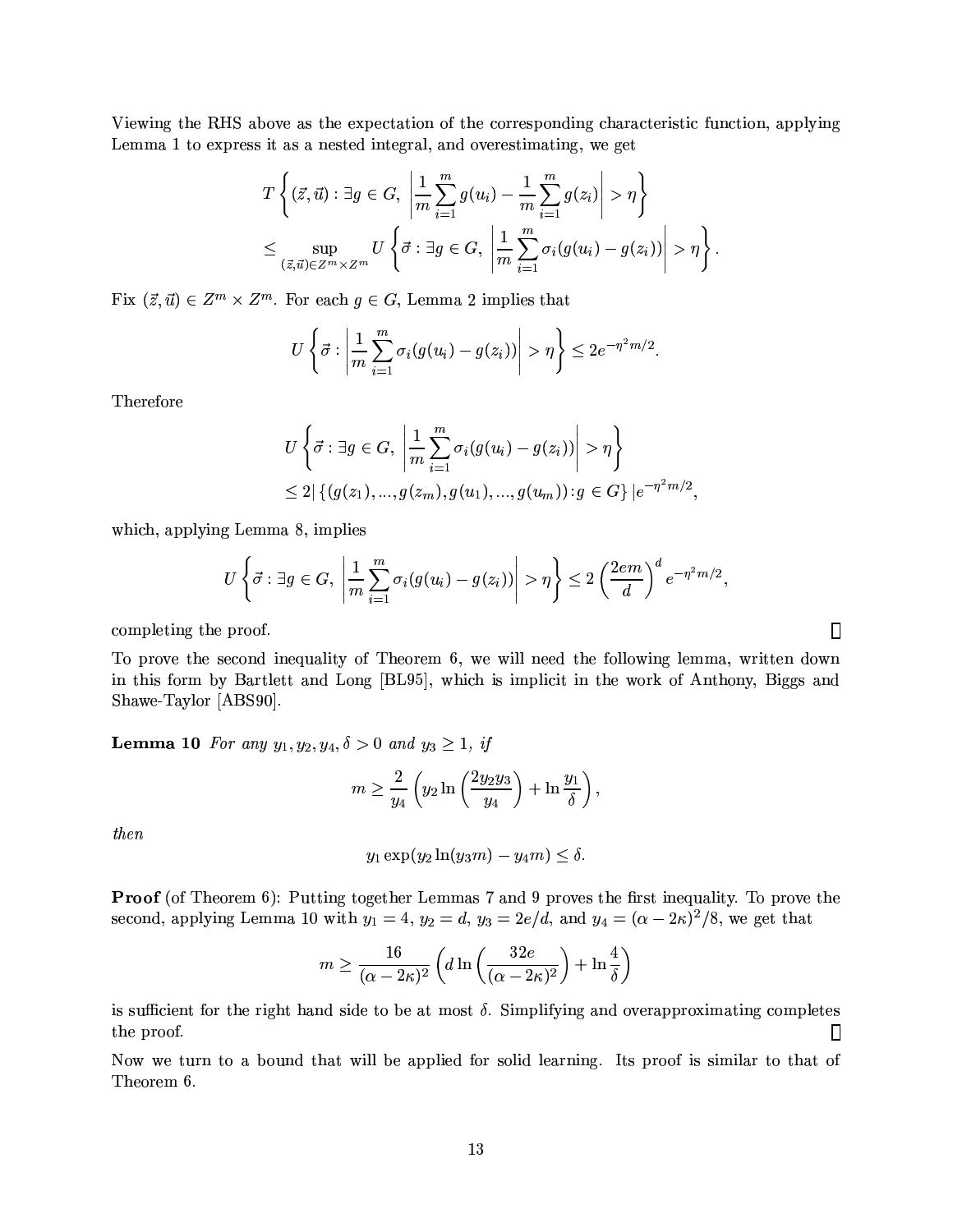Viewing the RHS above as the expectation of the corresponding characteristic function, applying Lemma 1 to express it as a nested integral, and overestimating, we get

$$T\left\{(\vec{z},\vec{u}) : \exists g \in G,\ \left|\frac{1}{m}\sum_{i=1}^{m} g(u_i) - \frac{1}{m}\sum_{i=1}^{m} g(z_i)\right| > \eta\right\}$$
$$\leq \sup_{(\vec{z},\vec{u})\in Z^m \times Z^m} U\left\{\vec{\sigma} : \exists g \in G,\ \left|\frac{1}{m}\sum_{i=1}^{m} \sigma_i(g(u_i) - g(z_i))\right| > \eta\right\}.$$

Fix $(\vec{z},\vec{u}) \in Z^m \times Z^m$. For each $g \in G$, Lemma 2 implies that

$$U\left\{\vec{\sigma} : \left|\frac{1}{m}\sum_{i=1}^{m} \sigma_i(g(u_i) - g(z_i))\right| > \eta\right\} \leq 2e^{-\eta^2 m/2}.$$

Therefore

$$U\left\{\vec{\sigma} : \exists g \in G,\ \left|\frac{1}{m}\sum_{i=1}^{m} \sigma_i(g(u_i) - g(z_i))\right| > \eta\right\}$$
$$\leq 2|\{(g(z_1),...,g(z_m),g(u_1),...,g(u_m)) : g \in G\}|e^{-\eta^2 m/2},$$

which, applying Lemma 8, implies

$$U\left\{\vec{\sigma} : \exists g \in G,\ \left|\frac{1}{m}\sum_{i=1}^{m} \sigma_i(g(u_i) - g(z_i))\right| > \eta\right\} \leq 2\left(\frac{2em}{d}\right)^d e^{-\eta^2 m/2},$$

completing the proof. $\square$

To prove the second inequality of Theorem 6, we will need the following lemma, written down in this form by Bartlett and Long [BL95], which is implicit in the work of Anthony, Biggs and Shawe-Taylor [ABS90].

**Lemma 10** *For any $y_1, y_2, y_4, \delta > 0$ and $y_3 \geq 1$, if*

$$m \geq \frac{2}{y_4}\left(y_2 \ln\left(\frac{2y_2y_3}{y_4}\right) + \ln\frac{y_1}{\delta}\right),$$

*then*

$$y_1 \exp(y_2 \ln(y_3 m) - y_4 m) \leq \delta.$$

**Proof** (of Theorem 6): Putting together Lemmas 7 and 9 proves the first inequality. To prove the second, applying Lemma 10 with $y_1 = 4$, $y_2 = d$, $y_3 = 2e/d$, and $y_4 = (\alpha - 2\kappa)^2/8$, we get that

$$m \geq \frac{16}{(\alpha - 2\kappa)^2}\left(d \ln\left(\frac{32e}{(\alpha - 2\kappa)^2}\right) + \ln\frac{4}{\delta}\right)$$

is sufficient for the right hand side to be at most $\delta$. Simplifying and overapproximating completes the proof. $\square$

Now we turn to a bound that will be applied for solid learning. Its proof is similar to that of Theorem 6.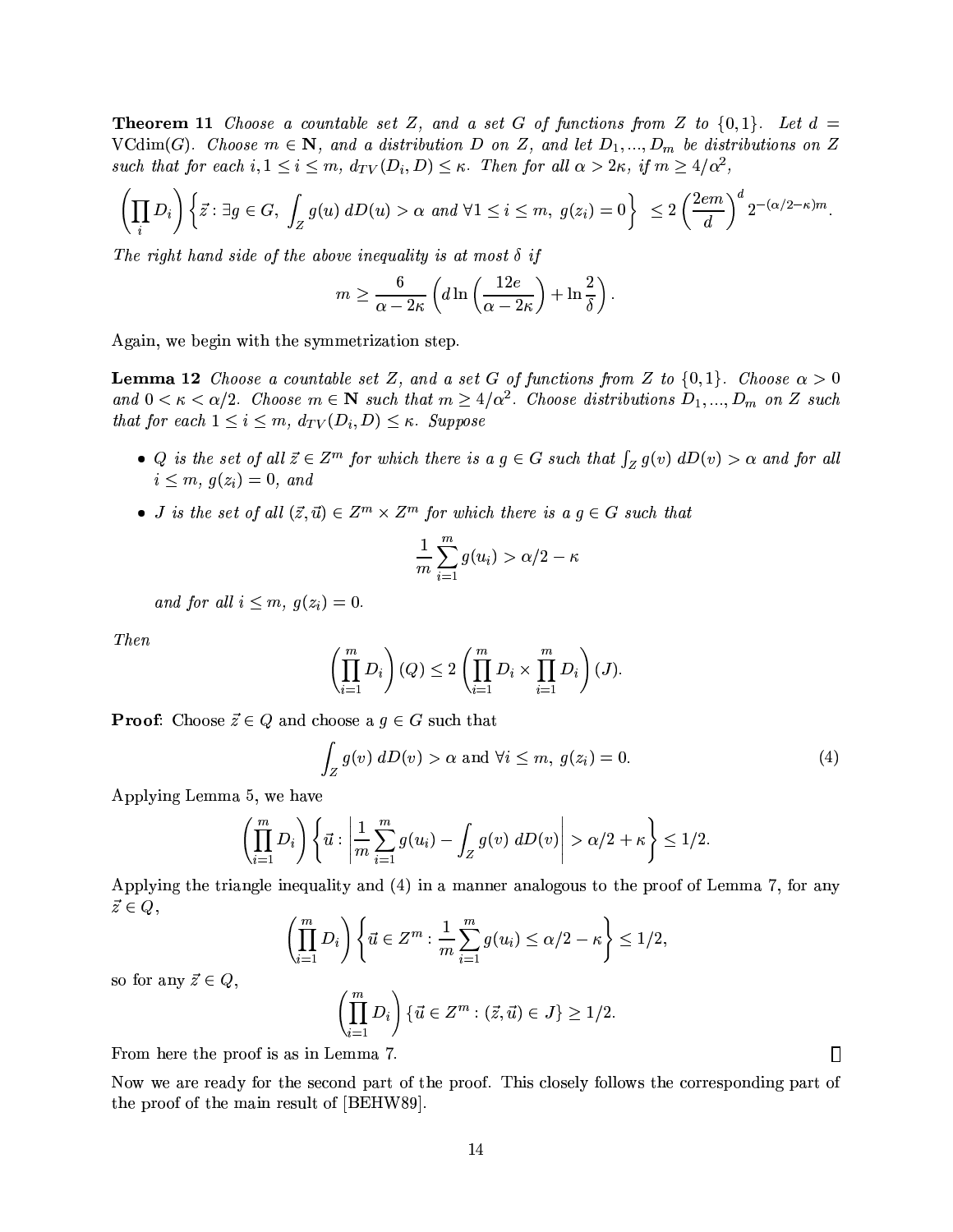**Theorem 11** *Choose a countable set $Z$, and a set $G$ of functions from $Z$ to $\{0,1\}$. Let $d = \text{VCdim}(G)$. Choose $m \in \mathbf{N}$, and a distribution $D$ on $Z$, and let $D_1, ..., D_m$ be distributions on $Z$ such that for each $i, 1 \leq i \leq m$, $d_{TV}(D_i, D) \leq \kappa$. Then for all $\alpha > 2\kappa$, if $m \geq 4/\alpha^2$,*

$$\left(\prod_i D_i\right)\left\{\vec{z} : \exists g \in G,\ \int_Z g(u)\, dD(u) > \alpha \text{ and } \forall 1 \leq i \leq m,\ g(z_i) = 0\right\} \leq 2\left(\frac{2em}{d}\right)^d 2^{-(\alpha/2-\kappa)m}.$$

*The right hand side of the above inequality is at most $\delta$ if*

$$m \geq \frac{6}{\alpha - 2\kappa}\left(d \ln\left(\frac{12e}{\alpha - 2\kappa}\right) + \ln\frac{2}{\delta}\right).$$

Again, we begin with the symmetrization step.

**Lemma 12** *Choose a countable set $Z$, and a set $G$ of functions from $Z$ to $\{0,1\}$. Choose $\alpha > 0$ and $0 < \kappa < \alpha/2$. Choose $m \in \mathbf{N}$ such that $m \geq 4/\alpha^2$. Choose distributions $D_1, ..., D_m$ on $Z$ such that for each $1 \leq i \leq m$, $d_{TV}(D_i, D) \leq \kappa$. Suppose*

- *$Q$ is the set of all $\vec{z} \in Z^m$ for which there is a $g \in G$ such that $\int_Z g(v)\, dD(v) > \alpha$ and for all $i \leq m$, $g(z_i) = 0$, and*
- *$J$ is the set of all $(\vec{z}, \vec{u}) \in Z^m \times Z^m$ for which there is a $g \in G$ such that*

$$\frac{1}{m}\sum_{i=1}^m g(u_i) > \alpha/2 - \kappa$$

  *and for all $i \leq m$, $g(z_i) = 0$.*

*Then*

$$\left(\prod_{i=1}^m D_i\right)(Q) \leq 2\left(\prod_{i=1}^m D_i \times \prod_{i=1}^m D_i\right)(J).$$

**Proof**: Choose $\vec{z} \in Q$ and choose a $g \in G$ such that

$$\int_Z g(v)\, dD(v) > \alpha \text{ and } \forall i \leq m,\ g(z_i) = 0. \tag{4}$$

Applying Lemma 5, we have

$$\left(\prod_{i=1}^m D_i\right)\left\{\vec{u} : \left|\frac{1}{m}\sum_{i=1}^m g(u_i) - \int_Z g(v)\ dD(v)\right| > \alpha/2 + \kappa\right\} \leq 1/2.$$

Applying the triangle inequality and (4) in a manner analogous to the proof of Lemma 7, for any $\vec{z} \in Q$,

$$\left(\prod_{i=1}^m D_i\right)\left\{\vec{u} \in Z^m : \frac{1}{m}\sum_{i=1}^m g(u_i) \leq \alpha/2 - \kappa\right\} \leq 1/2,$$

so for any $\vec{z} \in Q$,

$$\left(\prod_{i=1}^m D_i\right)\{\vec{u} \in Z^m : (\vec{z}, \vec{u}) \in J\} \geq 1/2.$$

From here the proof is as in Lemma 7. $\square$

Now we are ready for the second part of the proof. This closely follows the corresponding part of the proof of the main result of [BEHW89].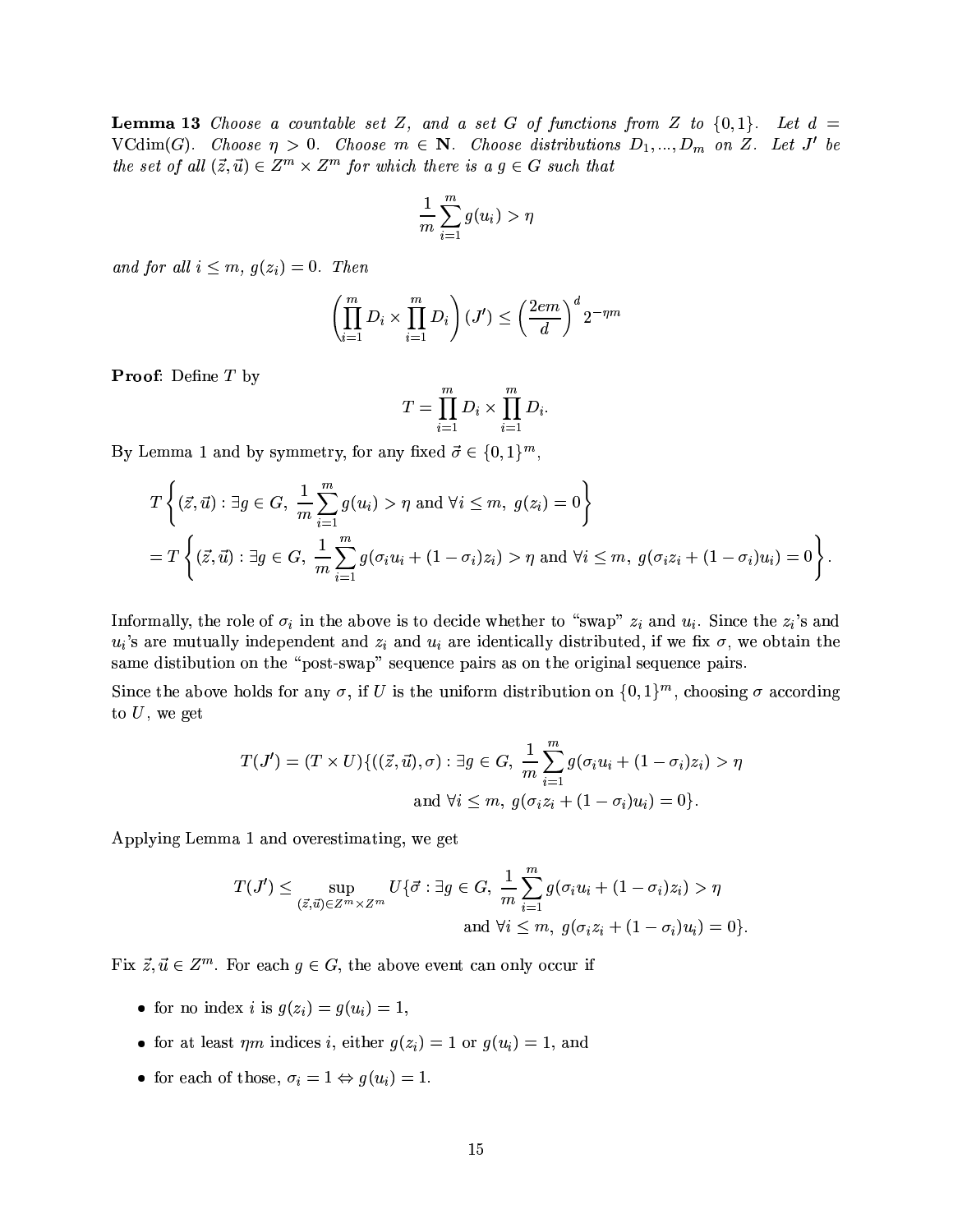**Lemma 13** *Choose a countable set $Z$, and a set $G$ of functions from $Z$ to $\{0,1\}$. Let $d = \mathrm{VCdim}(G)$. Choose $\eta > 0$. Choose $m \in \mathbf{N}$. Choose distributions $D_1, ..., D_m$ on $Z$. Let $J'$ be the set of all $(\vec{z}, \vec{u}) \in Z^m \times Z^m$ for which there is a $g \in G$ such that*

$$\frac{1}{m}\sum_{i=1}^{m} g(u_i) > \eta$$

*and for all $i \le m$, $g(z_i) = 0$. Then*

$$\left(\prod_{i=1}^{m} D_i \times \prod_{i=1}^{m} D_i\right)(J') \le \left(\frac{2em}{d}\right)^d 2^{-\eta m}$$

**Proof**: Define $T$ by

$$T = \prod_{i=1}^{m} D_i \times \prod_{i=1}^{m} D_i.$$

By Lemma 1 and by symmetry, for any fixed $\vec{\sigma} \in \{0,1\}^m$,

$$T\left\{(\vec{z}, \vec{u}) : \exists g \in G,\ \frac{1}{m}\sum_{i=1}^{m} g(u_i) > \eta \text{ and } \forall i \le m,\ g(z_i) = 0\right\}$$
$$= T\left\{(\vec{z}, \vec{u}) : \exists g \in G,\ \frac{1}{m}\sum_{i=1}^{m} g(\sigma_i u_i + (1-\sigma_i)z_i) > \eta \text{ and } \forall i \le m,\ g(\sigma_i z_i + (1-\sigma_i)u_i) = 0\right\}.$$

Informally, the role of $\sigma_i$ in the above is to decide whether to "swap" $z_i$ and $u_i$. Since the $z_i$'s and $u_i$'s are mutually independent and $z_i$ and $u_i$ are identically distributed, if we fix $\sigma$, we obtain the same distibution on the "post-swap" sequence pairs as on the original sequence pairs.

Since the above holds for any $\sigma$, if $U$ is the uniform distribution on $\{0,1\}^m$, choosing $\sigma$ according to $U$, we get

$$T(J') = (T \times U)\{((\vec{z}, \vec{u}), \sigma) : \exists g \in G,\ \frac{1}{m}\sum_{i=1}^{m} g(\sigma_i u_i + (1-\sigma_i)z_i) > \eta$$
$$\text{and } \forall i \le m,\ g(\sigma_i z_i + (1-\sigma_i)u_i) = 0\}.$$

Applying Lemma 1 and overestimating, we get

$$T(J') \le \sup_{(\vec{z}, \vec{u}) \in Z^m \times Z^m} U\{\vec{\sigma} : \exists g \in G,\ \frac{1}{m}\sum_{i=1}^{m} g(\sigma_i u_i + (1-\sigma_i)z_i) > \eta$$
$$\text{and } \forall i \le m,\ g(\sigma_i z_i + (1-\sigma_i)u_i) = 0\}.$$

Fix $\vec{z}, \vec{u} \in Z^m$. For each $g \in G$, the above event can only occur if

- for no index $i$ is $g(z_i) = g(u_i) = 1$,
- for at least $\eta m$ indices $i$, either $g(z_i) = 1$ or $g(u_i) = 1$, and
- for each of those, $\sigma_i = 1 \Leftrightarrow g(u_i) = 1$.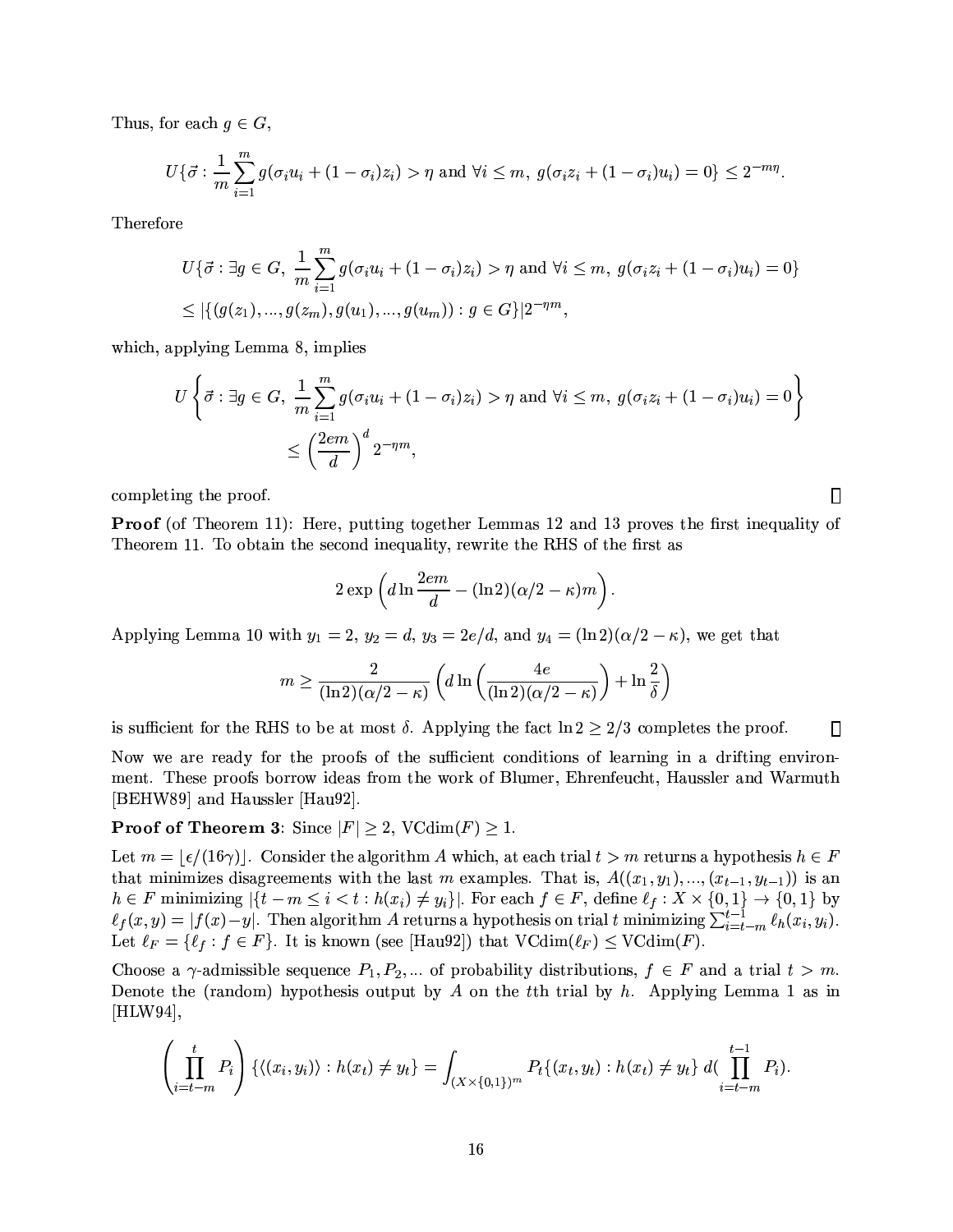Thus, for each $g \in G$,

$$U\{\vec{\sigma} : \frac{1}{m}\sum_{i=1}^{m} g(\sigma_i u_i + (1-\sigma_i)z_i) > \eta \text{ and } \forall i \leq m,\ g(\sigma_i z_i + (1-\sigma_i)u_i) = 0\} \leq 2^{-m\eta}.$$

Therefore

$$\begin{aligned}
&U\{\vec{\sigma} : \exists g \in G,\ \frac{1}{m}\sum_{i=1}^{m} g(\sigma_i u_i + (1-\sigma_i)z_i) > \eta \text{ and } \forall i \leq m,\ g(\sigma_i z_i + (1-\sigma_i)u_i) = 0\} \\
&\leq |\{(g(z_1),...,g(z_m),g(u_1),...,g(u_m)) : g \in G\}| 2^{-\eta m},
\end{aligned}$$

which, applying Lemma 8, implies

$$\begin{aligned}
&U\left\{\vec{\sigma} : \exists g \in G,\ \frac{1}{m}\sum_{i=1}^{m} g(\sigma_i u_i + (1-\sigma_i)z_i) > \eta \text{ and } \forall i \leq m,\ g(\sigma_i z_i + (1-\sigma_i)u_i) = 0\right\} \\
&\qquad \leq \left(\frac{2em}{d}\right)^d 2^{-\eta m},
\end{aligned}$$

completing the proof. □

**Proof** (of Theorem 11): Here, putting together Lemmas 12 and 13 proves the first inequality of Theorem 11. To obtain the second inequality, rewrite the RHS of the first as

$$2\exp\left(d \ln \frac{2em}{d} - (\ln 2)(\alpha/2 - \kappa)m\right).$$

Applying Lemma 10 with $y_1 = 2$, $y_2 = d$, $y_3 = 2e/d$, and $y_4 = (\ln 2)(\alpha/2 - \kappa)$, we get that

$$m \geq \frac{2}{(\ln 2)(\alpha/2 - \kappa)}\left(d \ln\left(\frac{4e}{(\ln 2)(\alpha/2 - \kappa)}\right) + \ln \frac{2}{\delta}\right)$$

is sufficient for the RHS to be at most $\delta$. Applying the fact $\ln 2 \geq 2/3$ completes the proof. □

Now we are ready for the proofs of the sufficient conditions of learning in a drifting environment. These proofs borrow ideas from the work of Blumer, Ehrenfeucht, Haussler and Warmuth [BEHW89] and Haussler [Hau92].

**Proof of Theorem 3**: Since $|F| \geq 2$, $\text{VCdim}(F) \geq 1$.

Let $m = \lfloor \epsilon/(16\gamma) \rfloor$. Consider the algorithm $A$ which, at each trial $t > m$ returns a hypothesis $h \in F$ that minimizes disagreements with the last $m$ examples. That is, $A((x_1, y_1), ..., (x_{t-1}, y_{t-1}))$ is an $h \in F$ minimizing $|\{t - m \leq i < t : h(x_i) \neq y_i\}|$. For each $f \in F$, define $\ell_f : X \times \{0,1\} \rightarrow \{0,1\}$ by $\ell_f(x, y) = |f(x) - y|$. Then algorithm $A$ returns a hypothesis on trial $t$ minimizing $\sum_{i=t-m}^{t-1} \ell_h(x_i, y_i)$. Let $\ell_F = \{\ell_f : f \in F\}$. It is known (see [Hau92]) that $\text{VCdim}(\ell_F) \leq \text{VCdim}(F)$.

Choose a $\gamma$-admissible sequence $P_1, P_2, ...$ of probability distributions, $f \in F$ and a trial $t > m$. Denote the (random) hypothesis output by $A$ on the $t$th trial by $h$. Applying Lemma 1 as in [HLW94],

$$\left(\prod_{i=t-m}^{t} P_i\right)\{\langle (x_i, y_i) \rangle : h(x_t) \neq y_t\} = \int_{(X \times \{0,1\})^m} P_t\{(x_t, y_t) : h(x_t) \neq y_t\}\ d(\prod_{i=t-m}^{t-1} P_i).$$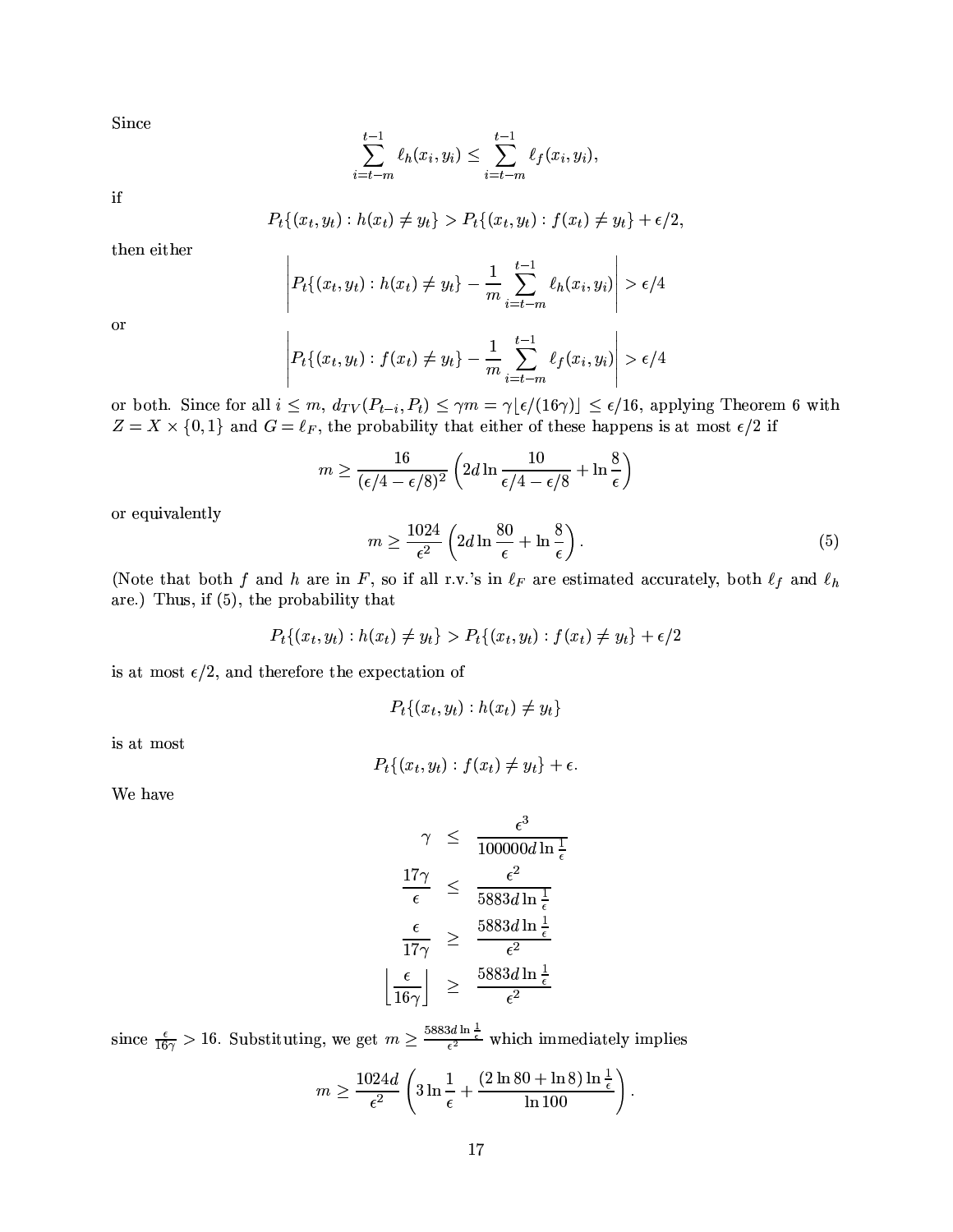Since

$$\sum_{i=t-m}^{t-1} \ell_h(x_i, y_i) \leq \sum_{i=t-m}^{t-1} \ell_f(x_i, y_i),$$

if

$$P_t\{(x_t, y_t) : h(x_t) \neq y_t\} > P_t\{(x_t, y_t) : f(x_t) \neq y_t\} + \epsilon/2,$$

then either

$$\left| P_t\{(x_t, y_t) : h(x_t) \neq y_t\} - \frac{1}{m} \sum_{i=t-m}^{t-1} \ell_h(x_i, y_i) \right| > \epsilon/4$$

or

$$\left| P_t\{(x_t, y_t) : f(x_t) \neq y_t\} - \frac{1}{m} \sum_{i=t-m}^{t-1} \ell_f(x_i, y_i) \right| > \epsilon/4$$

or both. Since for all $i \leq m$, $d_{TV}(P_{t-i}, P_t) \leq \gamma m = \gamma \lfloor \epsilon/(16\gamma) \rfloor \leq \epsilon/16$, applying Theorem 6 with $Z = X \times \{0,1\}$ and $G = \ell_F$, the probability that either of these happens is at most $\epsilon/2$ if

$$m \geq \frac{16}{(\epsilon/4 - \epsilon/8)^2} \left( 2d \ln \frac{10}{\epsilon/4 - \epsilon/8} + \ln \frac{8}{\epsilon} \right)$$

or equivalently

$$m \geq \frac{1024}{\epsilon^2} \left( 2d \ln \frac{80}{\epsilon} + \ln \frac{8}{\epsilon} \right). \tag{5}$$

(Note that both $f$ and $h$ are in $F$, so if all r.v.'s in $\ell_F$ are estimated accurately, both $\ell_f$ and $\ell_h$ are.) Thus, if (5), the probability that

$$P_t\{(x_t, y_t) : h(x_t) \neq y_t\} > P_t\{(x_t, y_t) : f(x_t) \neq y_t\} + \epsilon/2$$

is at most $\epsilon/2$, and therefore the expectation of

$$P_t\{(x_t, y_t) : h(x_t) \neq y_t\}$$

is at most

$$P_t\{(x_t, y_t) : f(x_t) \neq y_t\} + \epsilon.$$

We have

$$\begin{aligned}
\gamma &\leq \frac{\epsilon^3}{100000 d \ln \frac{1}{\epsilon}} \\
\frac{17\gamma}{\epsilon} &\leq \frac{\epsilon^2}{5883 d \ln \frac{1}{\epsilon}} \\
\frac{\epsilon}{17\gamma} &\geq \frac{5883 d \ln \frac{1}{\epsilon}}{\epsilon^2} \\
\left\lfloor \frac{\epsilon}{16\gamma} \right\rfloor &\geq \frac{5883 d \ln \frac{1}{\epsilon}}{\epsilon^2}
\end{aligned}$$

since $\frac{\epsilon}{16\gamma} > 16$. Substituting, we get $m \geq \frac{5883 d \ln \frac{1}{\epsilon}}{\epsilon^2}$ which immediately implies

$$m \geq \frac{1024 d}{\epsilon^2} \left( 3 \ln \frac{1}{\epsilon} + \frac{(2 \ln 80 + \ln 8) \ln \frac{1}{\epsilon}}{\ln 100} \right).$$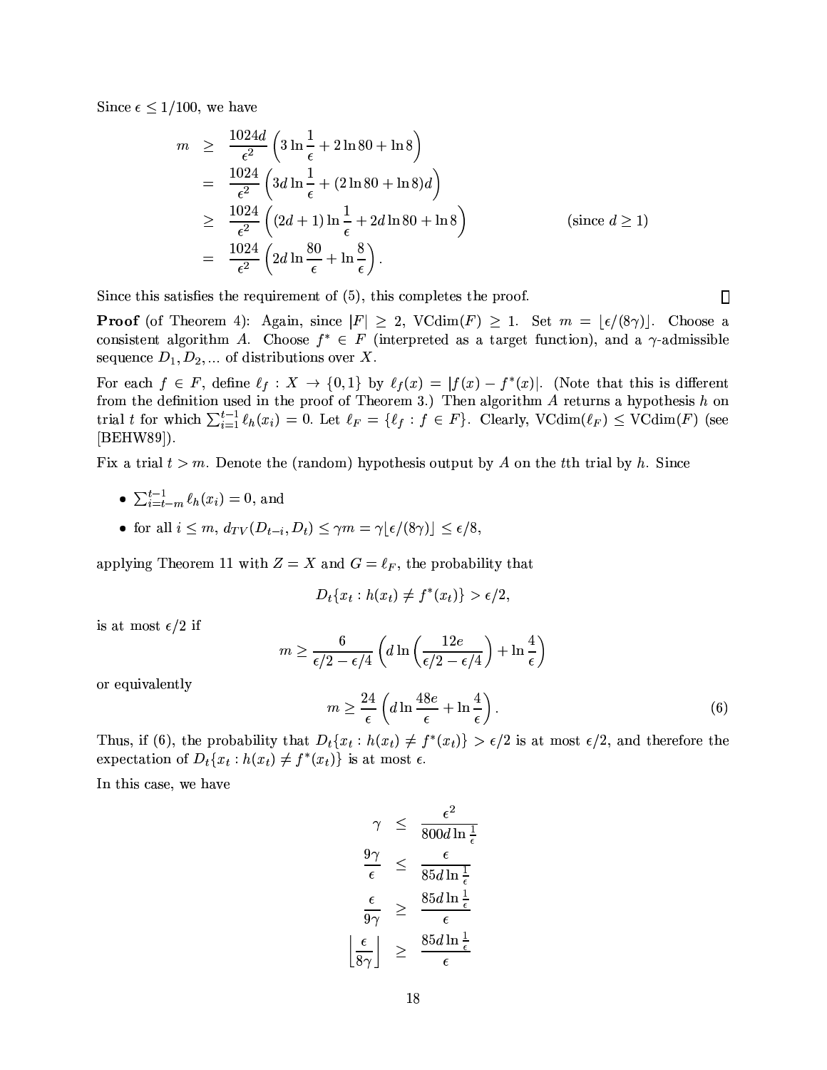Since $\epsilon \leq 1/100$, we have

$$
\begin{aligned}
m &\geq \frac{1024d}{\epsilon^2}\left(3\ln\frac{1}{\epsilon} + 2\ln 80 + \ln 8\right) \\
&= \frac{1024}{\epsilon^2}\left(3d\ln\frac{1}{\epsilon} + (2\ln 80 + \ln 8)d\right) \\
&\geq \frac{1024}{\epsilon^2}\left((2d+1)\ln\frac{1}{\epsilon} + 2d\ln 80 + \ln 8\right) \qquad \text{(since } d \geq 1\text{)} \\
&= \frac{1024}{\epsilon^2}\left(2d\ln\frac{80}{\epsilon} + \ln\frac{8}{\epsilon}\right).
\end{aligned}
$$

Since this satisfies the requirement of (5), this completes the proof. □

**Proof** (of Theorem 4): Again, since $|F| \geq 2$, $\mathrm{VCdim}(F) \geq 1$. Set $m = \lfloor \epsilon/(8\gamma) \rfloor$. Choose a consistent algorithm $A$. Choose $f^* \in F$ (interpreted as a target function), and a $\gamma$-admissible sequence $D_1, D_2, ...$ of distributions over $X$.

For each $f \in F$, define $\ell_f : X \to \{0,1\}$ by $\ell_f(x) = |f(x) - f^*(x)|$. (Note that this is different from the definition used in the proof of Theorem 3.) Then algorithm $A$ returns a hypothesis $h$ on trial $t$ for which $\sum_{i=1}^{t-1} \ell_h(x_i) = 0$. Let $\ell_F = \{\ell_f : f \in F\}$. Clearly, $\mathrm{VCdim}(\ell_F) \leq \mathrm{VCdim}(F)$ (see [BEHW89]).

Fix a trial $t > m$. Denote the (random) hypothesis output by $A$ on the $t$th trial by $h$. Since

- $\sum_{i=t-m}^{t-1} \ell_h(x_i) = 0$, and
- for all $i \leq m$, $d_{TV}(D_{t-i}, D_t) \leq \gamma m = \gamma\lfloor \epsilon/(8\gamma) \rfloor \leq \epsilon/8$,

applying Theorem 11 with $Z = X$ and $G = \ell_F$, the probability that

$$D_t\{x_t : h(x_t) \neq f^*(x_t)\} > \epsilon/2,$$

is at most $\epsilon/2$ if

$$m \geq \frac{6}{\epsilon/2 - \epsilon/4}\left(d\ln\left(\frac{12e}{\epsilon/2 - \epsilon/4}\right) + \ln\frac{4}{\epsilon}\right)$$

or equivalently

$$m \geq \frac{24}{\epsilon}\left(d\ln\frac{48e}{\epsilon} + \ln\frac{4}{\epsilon}\right). \tag{6}$$

Thus, if (6), the probability that $D_t\{x_t : h(x_t) \neq f^*(x_t)\} > \epsilon/2$ is at most $\epsilon/2$, and therefore the expectation of $D_t\{x_t : h(x_t) \neq f^*(x_t)\}$ is at most $\epsilon$.

In this case, we have

$$
\begin{aligned}
\gamma &\leq \frac{\epsilon^2}{800d\ln\frac{1}{\epsilon}} \\
\frac{9\gamma}{\epsilon} &\leq \frac{\epsilon}{85d\ln\frac{1}{\epsilon}} \\
\frac{\epsilon}{9\gamma} &\geq \frac{85d\ln\frac{1}{\epsilon}}{\epsilon} \\
\left\lfloor\frac{\epsilon}{8\gamma}\right\rfloor &\geq \frac{85d\ln\frac{1}{\epsilon}}{\epsilon}
\end{aligned}
$$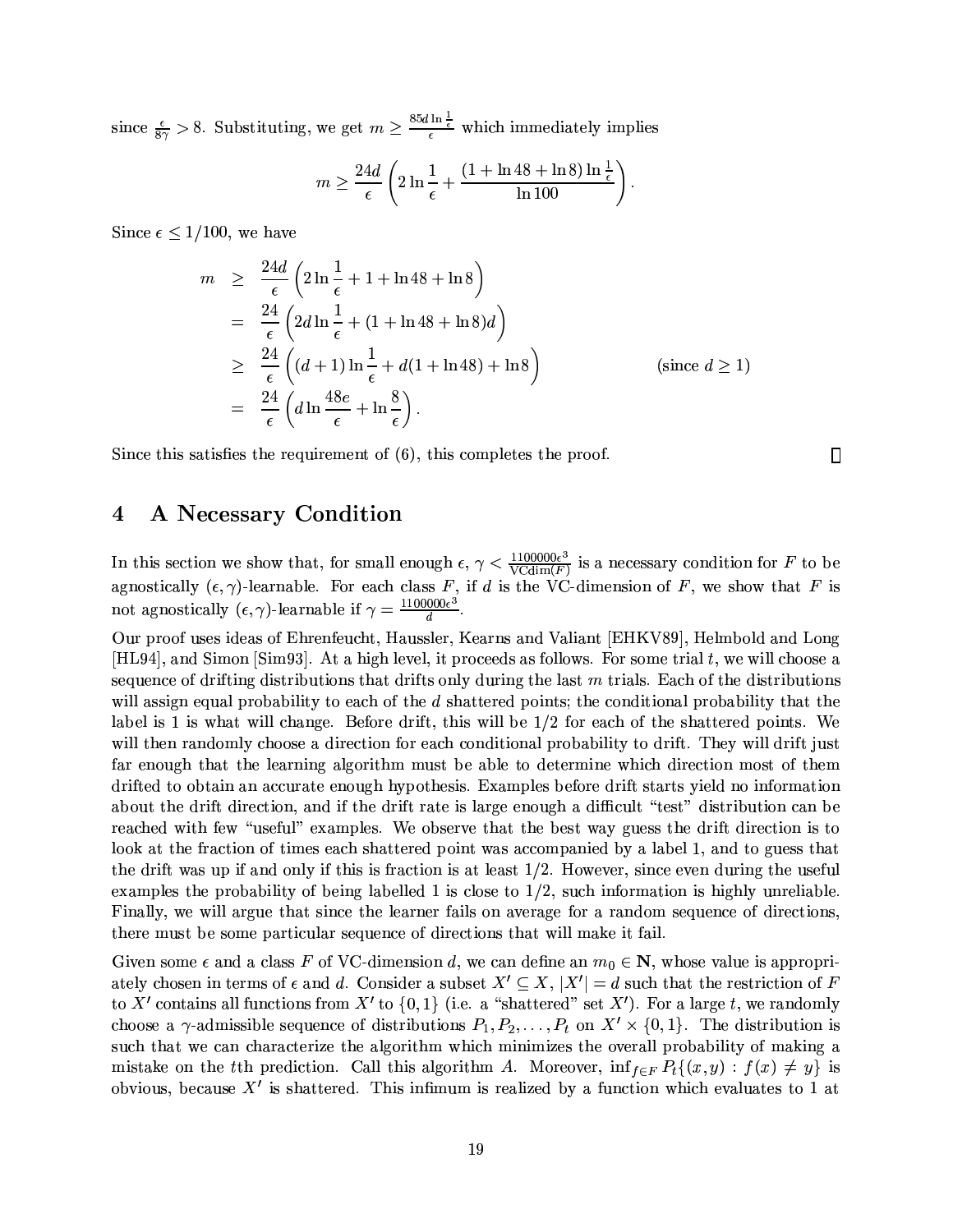since $\frac{\epsilon}{8\gamma} > 8$. Substituting, we get $m \geq \frac{85d \ln \frac{1}{\epsilon}}{\epsilon}$ which immediately implies

$$m \geq \frac{24d}{\epsilon}\left(2\ln\frac{1}{\epsilon} + \frac{(1 + \ln 48 + \ln 8)\ln\frac{1}{\epsilon}}{\ln 100}\right).$$

Since $\epsilon \leq 1/100$, we have

$$\begin{aligned}
m &\geq \frac{24d}{\epsilon}\left(2\ln\frac{1}{\epsilon} + 1 + \ln 48 + \ln 8\right) \\
&= \frac{24}{\epsilon}\left(2d\ln\frac{1}{\epsilon} + (1 + \ln 48 + \ln 8)d\right) \\
&\geq \frac{24}{\epsilon}\left((d+1)\ln\frac{1}{\epsilon} + d(1 + \ln 48) + \ln 8\right) \qquad \text{(since } d \geq 1\text{)} \\
&= \frac{24}{\epsilon}\left(d\ln\frac{48e}{\epsilon} + \ln\frac{8}{\epsilon}\right).
\end{aligned}$$

Since this satisfies the requirement of (6), this completes the proof. □

# 4 A Necessary Condition

In this section we show that, for small enough $\epsilon$, $\gamma < \frac{1100000\epsilon^3}{\mathrm{VCdim}(F)}$ is a necessary condition for $F$ to be agnostically $(\epsilon, \gamma)$-learnable. For each class $F$, if $d$ is the VC-dimension of $F$, we show that $F$ is not agnostically $(\epsilon, \gamma)$-learnable if $\gamma = \frac{1100000\epsilon^3}{d}$.

Our proof uses ideas of Ehrenfeucht, Haussler, Kearns and Valiant [EHKV89], Helmbold and Long [HL94], and Simon [Sim93]. At a high level, it proceeds as follows. For some trial $t$, we will choose a sequence of drifting distributions that drifts only during the last $m$ trials. Each of the distributions will assign equal probability to each of the $d$ shattered points; the conditional probability that the label is 1 is what will change. Before drift, this will be 1/2 for each of the shattered points. We will then randomly choose a direction for each conditional probability to drift. They will drift just far enough that the learning algorithm must be able to determine which direction most of them drifted to obtain an accurate enough hypothesis. Examples before drift starts yield no information about the drift direction, and if the drift rate is large enough a difficult "test" distribution can be reached with few "useful" examples. We observe that the best way guess the drift direction is to look at the fraction of times each shattered point was accompanied by a label 1, and to guess that the drift was up if and only if this is fraction is at least 1/2. However, since even during the useful examples the probability of being labelled 1 is close to 1/2, such information is highly unreliable. Finally, we will argue that since the learner fails on average for a random sequence of directions, there must be some particular sequence of directions that will make it fail.

Given some $\epsilon$ and a class $F$ of VC-dimension $d$, we can define an $m_0 \in \mathbf{N}$, whose value is appropriately chosen in terms of $\epsilon$ and $d$. Consider a subset $X' \subseteq X$, $|X'| = d$ such that the restriction of $F$ to $X'$ contains all functions from $X'$ to $\{0, 1\}$ (i.e. a "shattered" set $X'$). For a large $t$, we randomly choose a $\gamma$-admissible sequence of distributions $P_1, P_2, \ldots, P_t$ on $X' \times \{0, 1\}$. The distribution is such that we can characterize the algorithm which minimizes the overall probability of making a mistake on the $t$th prediction. Call this algorithm $A$. Moreover, $\inf_{f \in F} P_t\{(x, y) : f(x) \neq y\}$ is obvious, because $X'$ is shattered. This infimum is realized by a function which evaluates to 1 at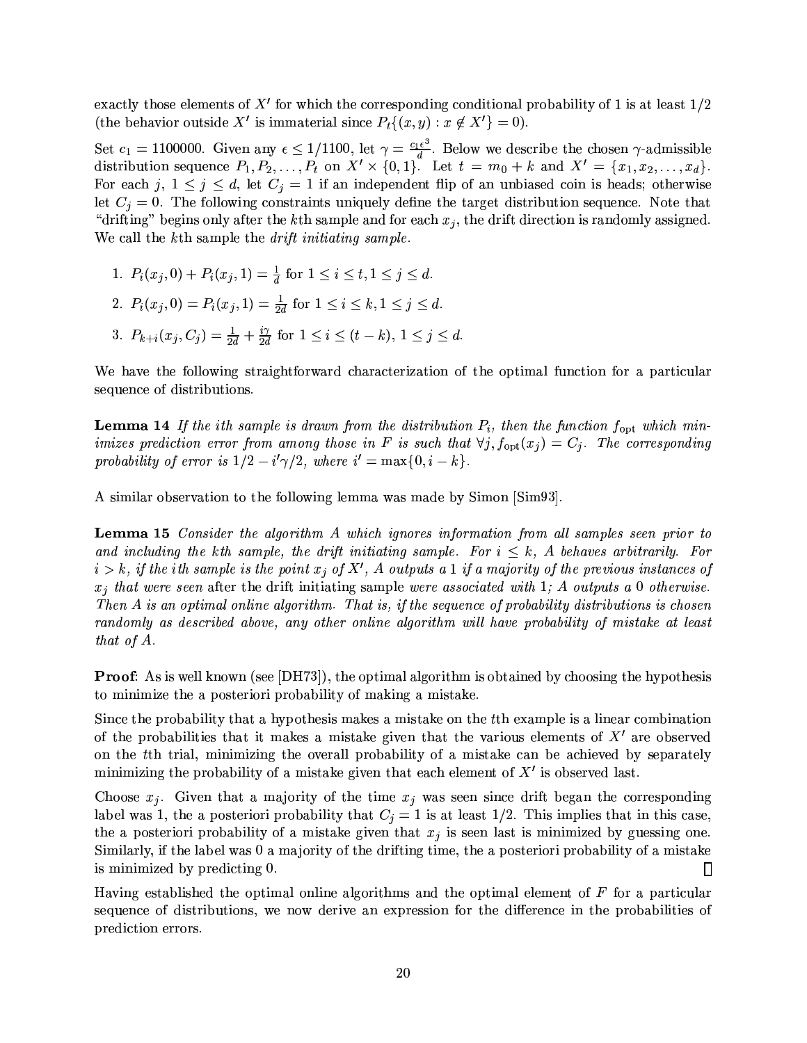exactly those elements of $X'$ for which the corresponding conditional probability of 1 is at least $1/2$ (the behavior outside $X'$ is immaterial since $P_t\{(x,y) : x \notin X'\} = 0$).

Set $c_1 = 1100000$. Given any $\epsilon \leq 1/1100$, let $\gamma = \frac{c_1 \epsilon^3}{d}$. Below we describe the chosen $\gamma$-admissible distribution sequence $P_1, P_2, \ldots, P_t$ on $X' \times \{0,1\}$. Let $t = m_0 + k$ and $X' = \{x_1, x_2, \ldots, x_d\}$. For each $j$, $1 \leq j \leq d$, let $C_j = 1$ if an independent flip of an unbiased coin is heads; otherwise let $C_j = 0$. The following constraints uniquely define the target distribution sequence. Note that "drifting" begins only after the $k$th sample and for each $x_j$, the drift direction is randomly assigned. We call the $k$th sample the *drift initiating sample*.

1. $P_i(x_j, 0) + P_i(x_j, 1) = \frac{1}{d}$ for $1 \leq i \leq t, 1 \leq j \leq d$.
2. $P_i(x_j, 0) = P_i(x_j, 1) = \frac{1}{2d}$ for $1 \leq i \leq k, 1 \leq j \leq d$.
3. $P_{k+i}(x_j, C_j) = \frac{1}{2d} + \frac{i\gamma}{2d}$ for $1 \leq i \leq (t-k)$, $1 \leq j \leq d$.

We have the following straightforward characterization of the optimal function for a particular sequence of distributions.

**Lemma 14** *If the ith sample is drawn from the distribution $P_i$, then the function $f_{\rm opt}$ which minimizes prediction error from among those in $F$ is such that $\forall j, f_{\rm opt}(x_j) = C_j$. The corresponding probability of error is $1/2 - i'\gamma/2$, where $i' = \max\{0, i-k\}$.*

A similar observation to the following lemma was made by Simon [Sim93].

**Lemma 15** *Consider the algorithm $A$ which ignores information from all samples seen prior to and including the $k$th sample, the drift initiating sample. For $i \leq k$, $A$ behaves arbitrarily. For $i > k$, if the ith sample is the point $x_j$ of $X'$, $A$ outputs a 1 if a majority of the previous instances of $x_j$ that were seen* after *the drift initiating sample were associated with 1; $A$ outputs a 0 otherwise. Then $A$ is an optimal online algorithm. That is, if the sequence of probability distributions is chosen randomly as described above, any other online algorithm will have probability of mistake at least that of $A$.*

**Proof**: As is well known (see [DH73]), the optimal algorithm is obtained by choosing the hypothesis to minimize the a posteriori probability of making a mistake.

Since the probability that a hypothesis makes a mistake on the $t$th example is a linear combination of the probabilities that it makes a mistake given that the various elements of $X'$ are observed on the $t$th trial, minimizing the overall probability of a mistake can be achieved by separately minimizing the probability of a mistake given that each element of $X'$ is observed last.

Choose $x_j$. Given that a majority of the time $x_j$ was seen since drift began the corresponding label was 1, the a posteriori probability that $C_j = 1$ is at least $1/2$. This implies that in this case, the a posteriori probability of a mistake given that $x_j$ is seen last is minimized by guessing one. Similarly, if the label was 0 a majority of the drifting time, the a posteriori probability of a mistake is minimized by predicting 0. $\square$

Having established the optimal online algorithms and the optimal element of $F$ for a particular sequence of distributions, we now derive an expression for the difference in the probabilities of prediction errors.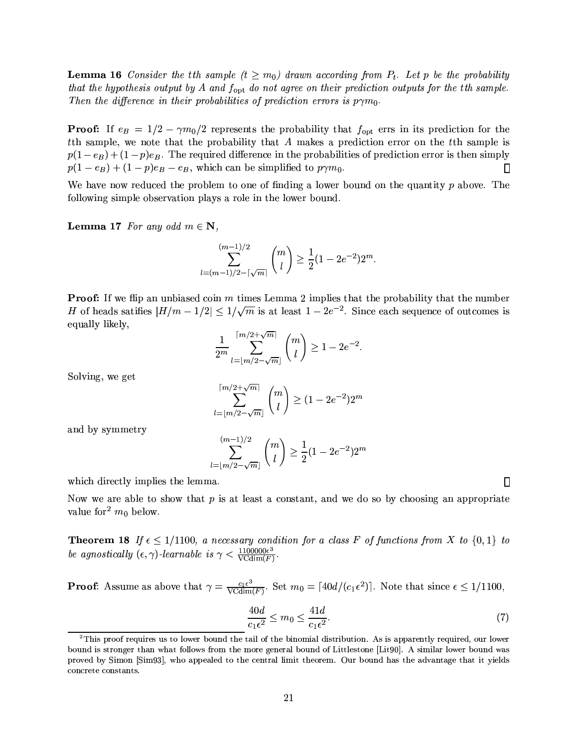**Lemma 16** *Consider the $t$th sample ($t \geq m_0$) drawn according from $P_t$. Let $p$ be the probability that the hypothesis output by $A$ and $f_{\rm opt}$ do not agree on their prediction outputs for the $t$th sample. Then the difference in their probabilities of prediction errors is $p\gamma m_0$.*

**Proof:** If $e_B = 1/2 - \gamma m_0/2$ represents the probability that $f_{\rm opt}$ errs in its prediction for the $t$th sample, we note that the probability that $A$ makes a prediction error on the $t$th sample is $p(1-e_B) + (1-p)e_B$. The required difference in the probabilities of prediction error is then simply $p(1-e_B) + (1-p)e_B - e_B$, which can be simplified to $p\gamma m_0$. ∎

We have now reduced the problem to one of finding a lower bound on the quantity $p$ above. The following simple observation plays a role in the lower bound.

**Lemma 17** *For any odd $m \in \mathbf{N}$,*

$$\sum_{l=(m-1)/2-\lceil\sqrt{m}\rceil}^{(m-1)/2} \binom{m}{l} \geq \frac{1}{2}(1-2e^{-2})2^m.$$

**Proof:** If we flip an unbiased coin $m$ times Lemma 2 implies that the probability that the number $H$ of heads satifies $|H/m - 1/2| \leq 1/\sqrt{m}$ is at least $1 - 2e^{-2}$. Since each sequence of outcomes is equally likely,

$$\frac{1}{2^m} \sum_{l=\lfloor m/2-\sqrt{m}\rfloor}^{\lceil m/2+\sqrt{m}\rceil} \binom{m}{l} \geq 1 - 2e^{-2}.$$

Solving, we get

$$\sum_{l=\lfloor m/2-\sqrt{m}\rfloor}^{\lceil m/2+\sqrt{m}\rceil} \binom{m}{l} \geq (1-2e^{-2})2^m$$

and by symmetry

$$\sum_{l=\lfloor m/2-\sqrt{m}\rfloor}^{(m-1)/2} \binom{m}{l} \geq \frac{1}{2}(1-2e^{-2})2^m$$

which directly implies the lemma. ∎

Now we are able to show that $p$ is at least a constant, and we do so by choosing an appropriate value for[2] $m_0$ below.

**Theorem 18** *If $\epsilon \leq 1/1100$, a necessary condition for a class $F$ of functions from $X$ to $\{0,1\}$ to be agnostically $(\epsilon,\gamma)$-learnable is $\gamma < \frac{1100000\epsilon^3}{\text{VCdim}(F)}$.*

**Proof**: Assume as above that $\gamma = \frac{c_1\epsilon^3}{\text{VCdim}(F)}$. Set $m_0 = \lceil 40d/(c_1\epsilon^2)\rceil$. Note that since $\epsilon \leq 1/1100$,

$$\frac{40d}{c_1\epsilon^2} \leq m_0 \leq \frac{41d}{c_1\epsilon^2}. \tag{7}$$

[2] This proof requires us to lower bound the tail of the binomial distribution. As is apparently required, our lower bound is stronger than what follows from the more general bound of Littlestone [Lit90]. A similar lower bound was proved by Simon [Sim93], who appealed to the central limit theorem. Our bound has the advantage that it yields concrete constants.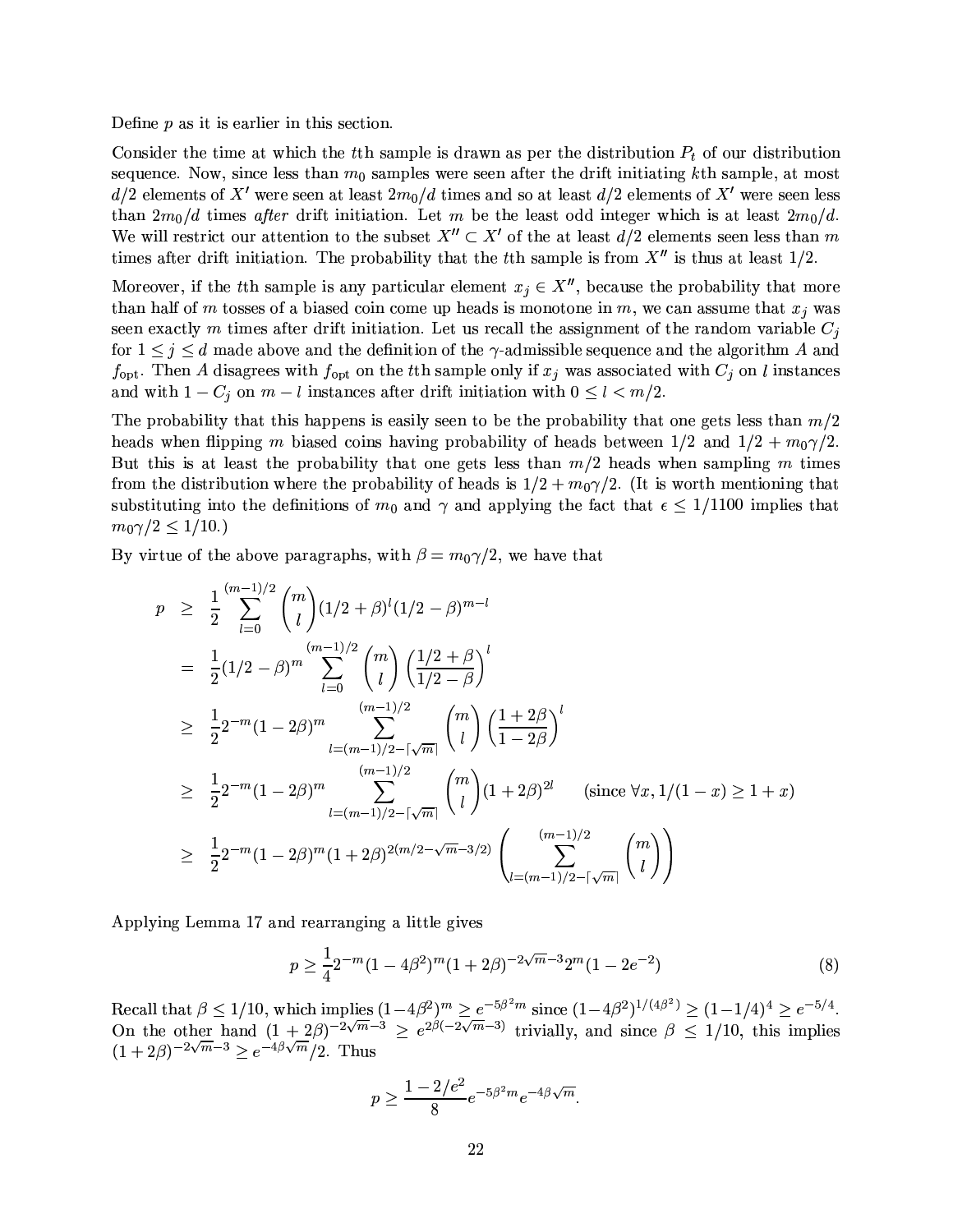Define $p$ as it is earlier in this section.

Consider the time at which the $t$th sample is drawn as per the distribution $P_t$ of our distribution sequence. Now, since less than $m_0$ samples were seen after the drift initiating $k$th sample, at most $d/2$ elements of $X'$ were seen at least $2m_0/d$ times and so at least $d/2$ elements of $X'$ were seen less than $2m_0/d$ times *after* drift initiation. Let $m$ be the least odd integer which is at least $2m_0/d$. We will restrict our attention to the subset $X'' \subset X'$ of the at least $d/2$ elements seen less than $m$ times after drift initiation. The probability that the $t$th sample is from $X''$ is thus at least $1/2$.

Moreover, if the $t$th sample is any particular element $x_j \in X''$, because the probability that more than half of $m$ tosses of a biased coin come up heads is monotone in $m$, we can assume that $x_j$ was seen exactly $m$ times after drift initiation. Let us recall the assignment of the random variable $C_j$ for $1 \le j \le d$ made above and the definition of the $\gamma$-admissible sequence and the algorithm $A$ and $f_{\mathrm{opt}}$. Then $A$ disagrees with $f_{\mathrm{opt}}$ on the $t$th sample only if $x_j$ was associated with $C_j$ on $l$ instances and with $1 - C_j$ on $m - l$ instances after drift initiation with $0 \le l < m/2$.

The probability that this happens is easily seen to be the probability that one gets less than $m/2$ heads when flipping $m$ biased coins having probability of heads between $1/2$ and $1/2 + m_0\gamma/2$. But this is at least the probability that one gets less than $m/2$ heads when sampling $m$ times from the distribution where the probability of heads is $1/2 + m_0\gamma/2$. (It is worth mentioning that substituting into the definitions of $m_0$ and $\gamma$ and applying the fact that $\epsilon \le 1/1100$ implies that $m_0\gamma/2 \le 1/10$.)

By virtue of the above paragraphs, with $\beta = m_0\gamma/2$, we have that

$$
\begin{aligned}
p &\ge \frac{1}{2}\sum_{l=0}^{(m-1)/2}\binom{m}{l}(1/2+\beta)^l(1/2-\beta)^{m-l} \\
&= \frac{1}{2}(1/2-\beta)^m \sum_{l=0}^{(m-1)/2}\binom{m}{l}\left(\frac{1/2+\beta}{1/2-\beta}\right)^l \\
&\ge \frac{1}{2}2^{-m}(1-2\beta)^m \sum_{l=(m-1)/2-\lceil\sqrt{m}\rceil}^{(m-1)/2}\binom{m}{l}\left(\frac{1+2\beta}{1-2\beta}\right)^l \\
&\ge \frac{1}{2}2^{-m}(1-2\beta)^m \sum_{l=(m-1)/2-\lceil\sqrt{m}\rceil}^{(m-1)/2}\binom{m}{l}(1+2\beta)^{2l} \qquad (\text{since } \forall x, 1/(1-x) \ge 1+x) \\
&\ge \frac{1}{2}2^{-m}(1-2\beta)^m(1+2\beta)^{2(m/2-\sqrt{m}-3/2)}\left(\sum_{l=(m-1)/2-\lceil\sqrt{m}\rceil}^{(m-1)/2}\binom{m}{l}\right)
\end{aligned}
$$

Applying Lemma 17 and rearranging a little gives

$$
p \ge \frac{1}{4}2^{-m}(1-4\beta^2)^m(1+2\beta)^{-2\sqrt{m}-3}2^m(1-2e^{-2}) \tag{8}
$$

Recall that $\beta \le 1/10$, which implies $(1-4\beta^2)^m \ge e^{-5\beta^2 m}$ since $(1-4\beta^2)^{1/(4\beta^2)} \ge (1-1/4)^4 \ge e^{-5/4}$. On the other hand $(1+2\beta)^{-2\sqrt{m}-3} \ge e^{2\beta(-2\sqrt{m}-3)}$ trivially, and since $\beta \le 1/10$, this implies $(1+2\beta)^{-2\sqrt{m}-3} \ge e^{-4\beta\sqrt{m}}/2$. Thus

$$
p \ge \frac{1-2/e^2}{8}e^{-5\beta^2 m}e^{-4\beta\sqrt{m}}.
$$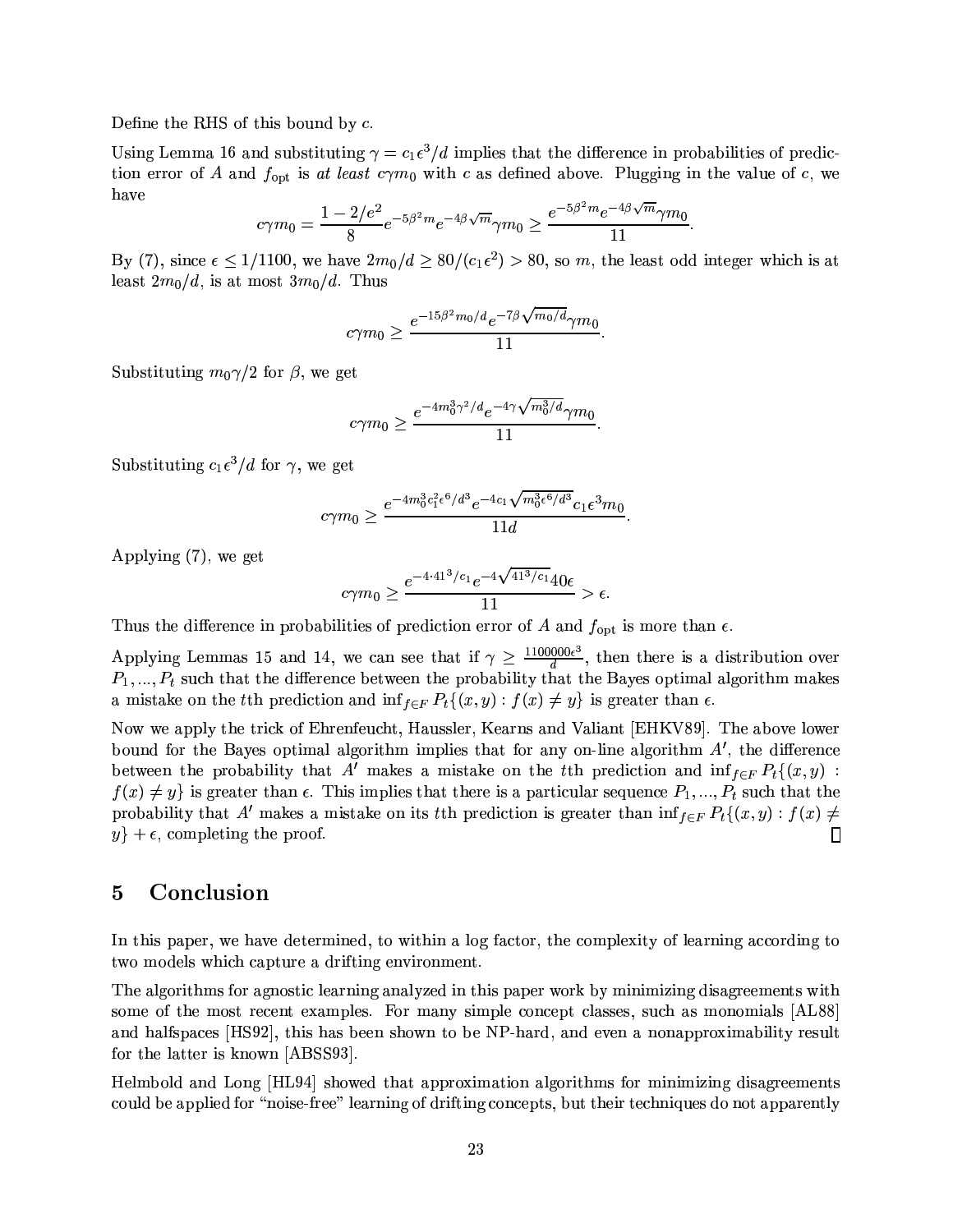Define the RHS of this bound by $c$.

Using Lemma 16 and substituting $\gamma = c_1\epsilon^3/d$ implies that the difference in probabilities of prediction error of $A$ and $f_{\rm opt}$ is *at least* $c\gamma m_0$ with $c$ as defined above. Plugging in the value of $c$, we have

$$c\gamma m_0 = \frac{1-2/e^2}{8} e^{-5\beta^2 m} e^{-4\beta\sqrt{m}} \gamma m_0 \geq \frac{e^{-5\beta^2 m} e^{-4\beta\sqrt{m}} \gamma m_0}{11}.$$

By (7), since $\epsilon \leq 1/1100$, we have $2m_0/d \geq 80/(c_1\epsilon^2) > 80$, so $m$, the least odd integer which is at least $2m_0/d$, is at most $3m_0/d$. Thus

$$c\gamma m_0 \geq \frac{e^{-15\beta^2 m_0/d} e^{-7\beta\sqrt{m_0/d}} \gamma m_0}{11}.$$

Substituting $m_0\gamma/2$ for $\beta$, we get

$$c\gamma m_0 \geq \frac{e^{-4m_0^3\gamma^2/d} e^{-4\gamma\sqrt{m_0^3/d}} \gamma m_0}{11}.$$

Substituting $c_1\epsilon^3/d$ for $\gamma$, we get

$$c\gamma m_0 \geq \frac{e^{-4m_0^3 c_1^2 \epsilon^6/d^3} e^{-4c_1\sqrt{m_0^3\epsilon^6/d^3}} c_1\epsilon^3 m_0}{11d}.$$

Applying (7), we get

$$c\gamma m_0 \geq \frac{e^{-4\cdot 41^3/c_1} e^{-4\sqrt{41^3/c_1}} 40\epsilon}{11} > \epsilon.$$

Thus the difference in probabilities of prediction error of $A$ and $f_{\rm opt}$ is more than $\epsilon$.

Applying Lemmas 15 and 14, we can see that if $\gamma \geq \frac{1100000\epsilon^3}{d}$, then there is a distribution over $P_1, ..., P_t$ such that the difference between the probability that the Bayes optimal algorithm makes a mistake on the $t$th prediction and $\inf_{f\in F} P_t\{(x,y) : f(x) \neq y\}$ is greater than $\epsilon$.

Now we apply the trick of Ehrenfeucht, Haussler, Kearns and Valiant [EHKV89]. The above lower bound for the Bayes optimal algorithm implies that for any on-line algorithm $A'$, the difference between the probability that $A'$ makes a mistake on the $t$th prediction and $\inf_{f\in F} P_t\{(x,y) : f(x) \neq y\}$ is greater than $\epsilon$. This implies that there is a particular sequence $P_1, ..., P_t$ such that the probability that $A'$ makes a mistake on its $t$th prediction is greater than $\inf_{f\in F} P_t\{(x,y) : f(x) \neq y\} + \epsilon$, completing the proof. □

## 5 Conclusion

In this paper, we have determined, to within a log factor, the complexity of learning according to two models which capture a drifting environment.

The algorithms for agnostic learning analyzed in this paper work by minimizing disagreements with some of the most recent examples. For many simple concept classes, such as monomials [AL88] and halfspaces [HS92], this has been shown to be NP-hard, and even a nonapproximability result for the latter is known [ABSS93].

Helmbold and Long [HL94] showed that approximation algorithms for minimizing disagreements could be applied for "noise-free" learning of drifting concepts, but their techniques do not apparently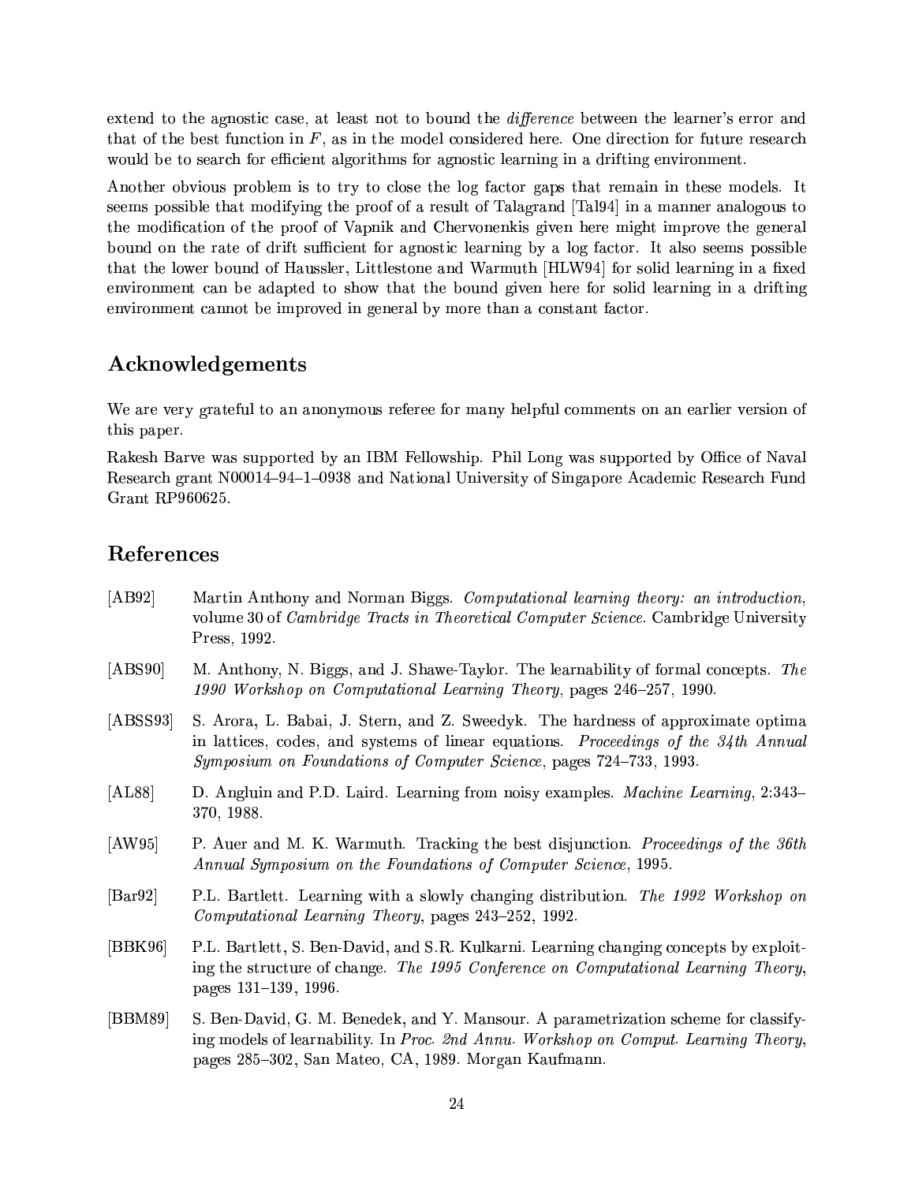extend to the agnostic case, at least not to bound the *difference* between the learner's error and that of the best function in $F$, as in the model considered here. One direction for future research would be to search for efficient algorithms for agnostic learning in a drifting environment.

Another obvious problem is to try to close the log factor gaps that remain in these models. It seems possible that modifying the proof of a result of Talagrand [Tal94] in a manner analogous to the modification of the proof of Vapnik and Chervonenkis given here might improve the general bound on the rate of drift sufficient for agnostic learning by a log factor. It also seems possible that the lower bound of Haussler, Littlestone and Warmuth [HLW94] for solid learning in a fixed environment can be adapted to show that the bound given here for solid learning in a drifting environment cannot be improved in general by more than a constant factor.

## Acknowledgements

We are very grateful to an anonymous referee for many helpful comments on an earlier version of this paper.

Rakesh Barve was supported by an IBM Fellowship. Phil Long was supported by Office of Naval Research grant N00014–94–1–0938 and National University of Singapore Academic Research Fund Grant RP960625.

## References

[AB92] Martin Anthony and Norman Biggs. *Computational learning theory: an introduction*, volume 30 of *Cambridge Tracts in Theoretical Computer Science*. Cambridge University Press, 1992.

[ABS90] M. Anthony, N. Biggs, and J. Shawe-Taylor. The learnability of formal concepts. *The 1990 Workshop on Computational Learning Theory*, pages 246–257, 1990.

[ABSS93] S. Arora, L. Babai, J. Stern, and Z. Sweedyk. The hardness of approximate optima in lattices, codes, and systems of linear equations. *Proceedings of the 34th Annual Symposium on Foundations of Computer Science*, pages 724–733, 1993.

[AL88] D. Angluin and P.D. Laird. Learning from noisy examples. *Machine Learning*, 2:343–370, 1988.

[AW95] P. Auer and M. K. Warmuth. Tracking the best disjunction. *Proceedings of the 36th Annual Symposium on the Foundations of Computer Science*, 1995.

[Bar92] P.L. Bartlett. Learning with a slowly changing distribution. *The 1992 Workshop on Computational Learning Theory*, pages 243–252, 1992.

[BBK96] P.L. Bartlett, S. Ben-David, and S.R. Kulkarni. Learning changing concepts by exploiting the structure of change. *The 1995 Conference on Computational Learning Theory*, pages 131–139, 1996.

[BBM89] S. Ben-David, G. M. Benedek, and Y. Mansour. A parametrization scheme for classifying models of learnability. In *Proc. 2nd Annu. Workshop on Comput. Learning Theory*, pages 285–302, San Mateo, CA, 1989. Morgan Kaufmann.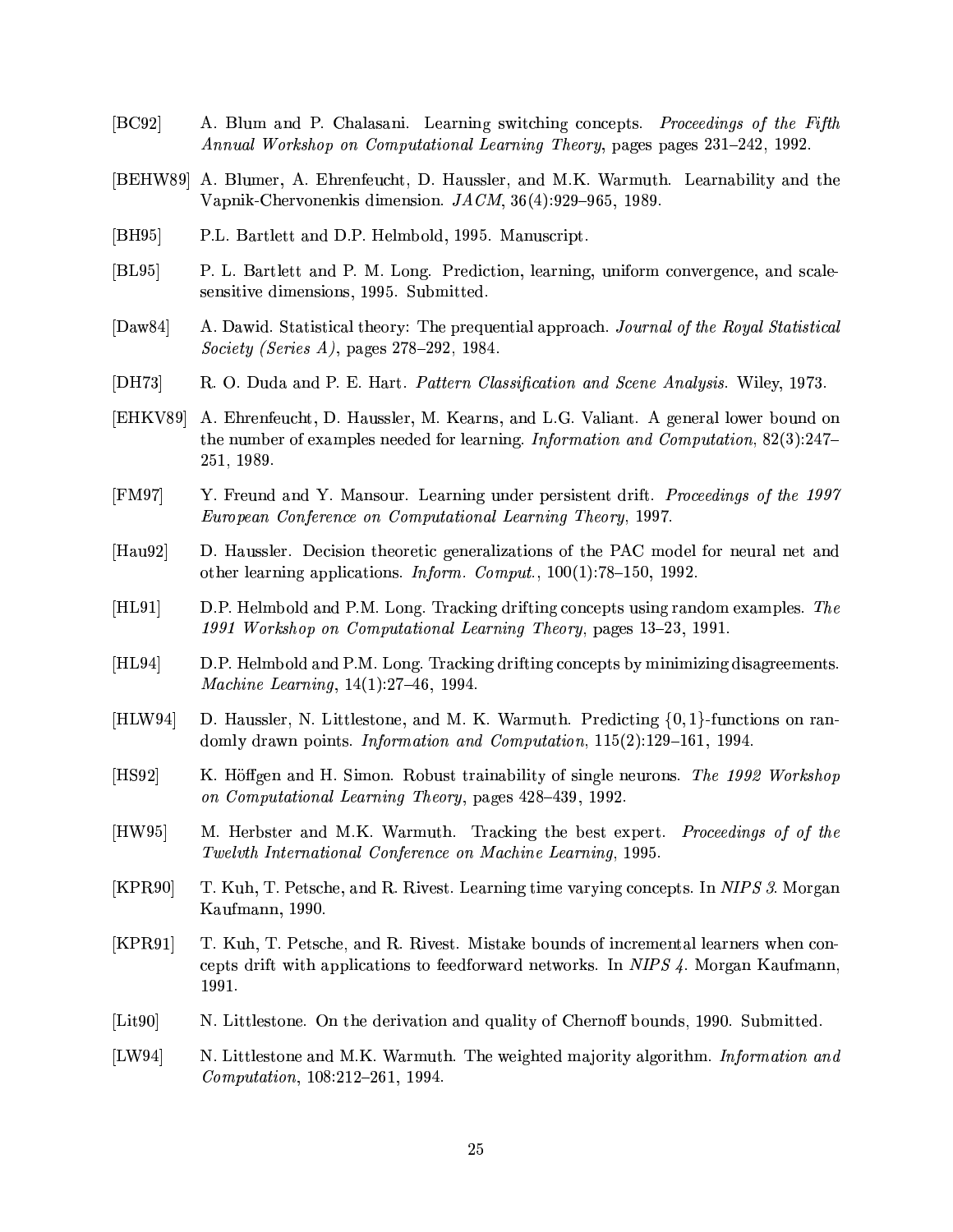[BC92] A. Blum and P. Chalasani. Learning switching concepts. *Proceedings of the Fifth Annual Workshop on Computational Learning Theory*, pages pages 231–242, 1992.

[BEHW89] A. Blumer, A. Ehrenfeucht, D. Haussler, and M.K. Warmuth. Learnability and the Vapnik-Chervonenkis dimension. *JACM*, 36(4):929–965, 1989.

[BH95] P.L. Bartlett and D.P. Helmbold, 1995. Manuscript.

[BL95] P. L. Bartlett and P. M. Long. Prediction, learning, uniform convergence, and scale-sensitive dimensions, 1995. Submitted.

[Daw84] A. Dawid. Statistical theory: The prequential approach. *Journal of the Royal Statistical Society (Series A)*, pages 278–292, 1984.

[DH73] R. O. Duda and P. E. Hart. *Pattern Classification and Scene Analysis*. Wiley, 1973.

[EHKV89] A. Ehrenfeucht, D. Haussler, M. Kearns, and L.G. Valiant. A general lower bound on the number of examples needed for learning. *Information and Computation*, 82(3):247–251, 1989.

[FM97] Y. Freund and Y. Mansour. Learning under persistent drift. *Proceedings of the 1997 European Conference on Computational Learning Theory*, 1997.

[Hau92] D. Haussler. Decision theoretic generalizations of the PAC model for neural net and other learning applications. *Inform. Comput.*, 100(1):78–150, 1992.

[HL91] D.P. Helmbold and P.M. Long. Tracking drifting concepts using random examples. *The 1991 Workshop on Computational Learning Theory*, pages 13–23, 1991.

[HL94] D.P. Helmbold and P.M. Long. Tracking drifting concepts by minimizing disagreements. *Machine Learning*, 14(1):27–46, 1994.

[HLW94] D. Haussler, N. Littlestone, and M. K. Warmuth. Predicting $\{0,1\}$-functions on randomly drawn points. *Information and Computation*, 115(2):129–161, 1994.

[HS92] K. Höffgen and H. Simon. Robust trainability of single neurons. *The 1992 Workshop on Computational Learning Theory*, pages 428–439, 1992.

[HW95] M. Herbster and M.K. Warmuth. Tracking the best expert. *Proceedings of of the Twelvth International Conference on Machine Learning*, 1995.

[KPR90] T. Kuh, T. Petsche, and R. Rivest. Learning time varying concepts. In *NIPS 3*. Morgan Kaufmann, 1990.

[KPR91] T. Kuh, T. Petsche, and R. Rivest. Mistake bounds of incremental learners when concepts drift with applications to feedforward networks. In *NIPS 4*. Morgan Kaufmann, 1991.

[Lit90] N. Littlestone. On the derivation and quality of Chernoff bounds, 1990. Submitted.

[LW94] N. Littlestone and M.K. Warmuth. The weighted majority algorithm. *Information and Computation*, 108:212–261, 1994.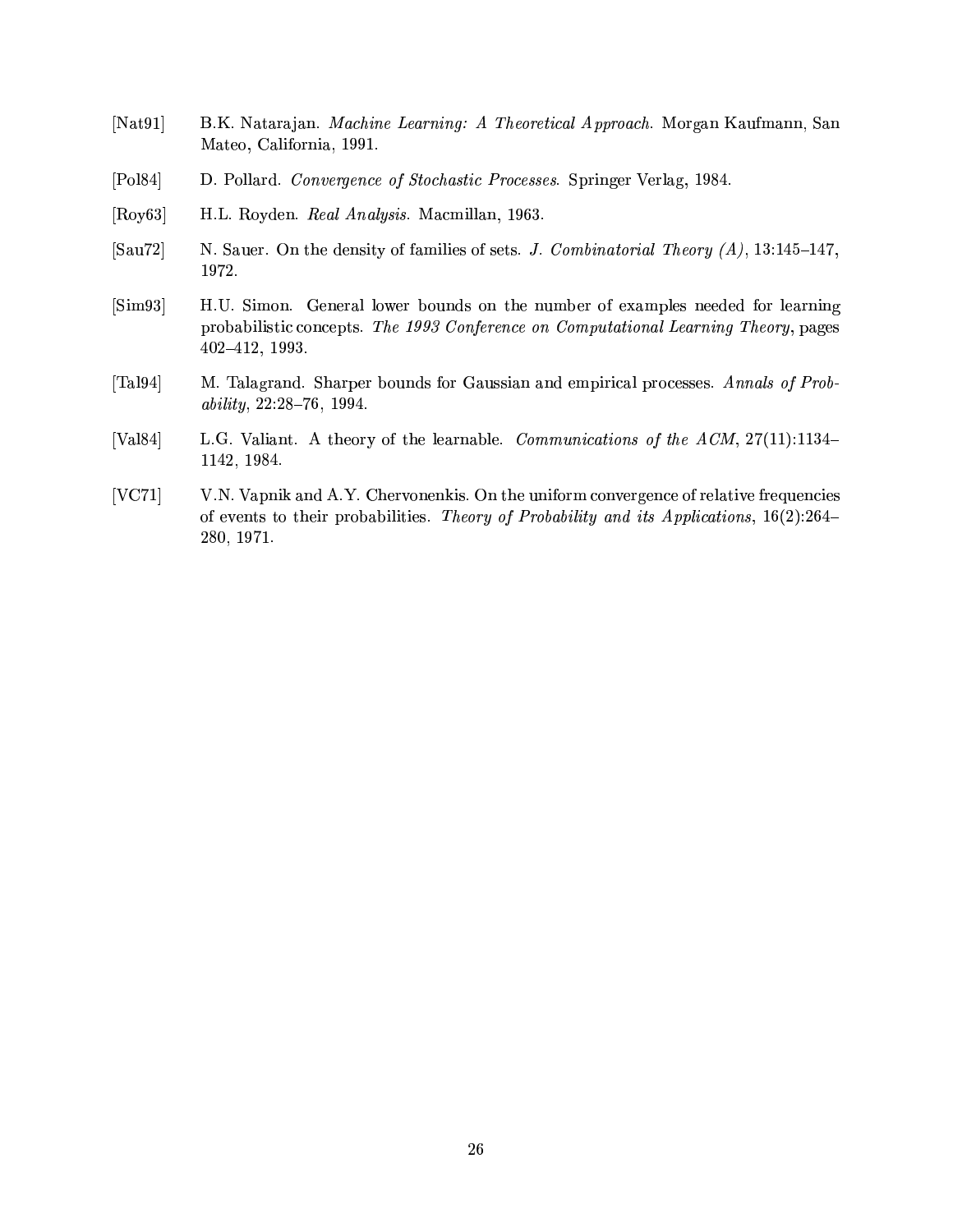[Nat91] B.K. Natarajan. *Machine Learning: A Theoretical Approach*. Morgan Kaufmann, San Mateo, California, 1991.

[Pol84] D. Pollard. *Convergence of Stochastic Processes*. Springer Verlag, 1984.

[Roy63] H.L. Royden. *Real Analysis*. Macmillan, 1963.

[Sau72] N. Sauer. On the density of families of sets. *J. Combinatorial Theory (A)*, 13:145–147, 1972.

[Sim93] H.U. Simon. General lower bounds on the number of examples needed for learning probabilistic concepts. *The 1993 Conference on Computational Learning Theory*, pages 402–412, 1993.

[Tal94] M. Talagrand. Sharper bounds for Gaussian and empirical processes. *Annals of Probability*, 22:28–76, 1994.

[Val84] L.G. Valiant. A theory of the learnable. *Communications of the ACM*, 27(11):1134–1142, 1984.

[VC71] V.N. Vapnik and A.Y. Chervonenkis. On the uniform convergence of relative frequencies of events to their probabilities. *Theory of Probability and its Applications*, 16(2):264–280, 1971.